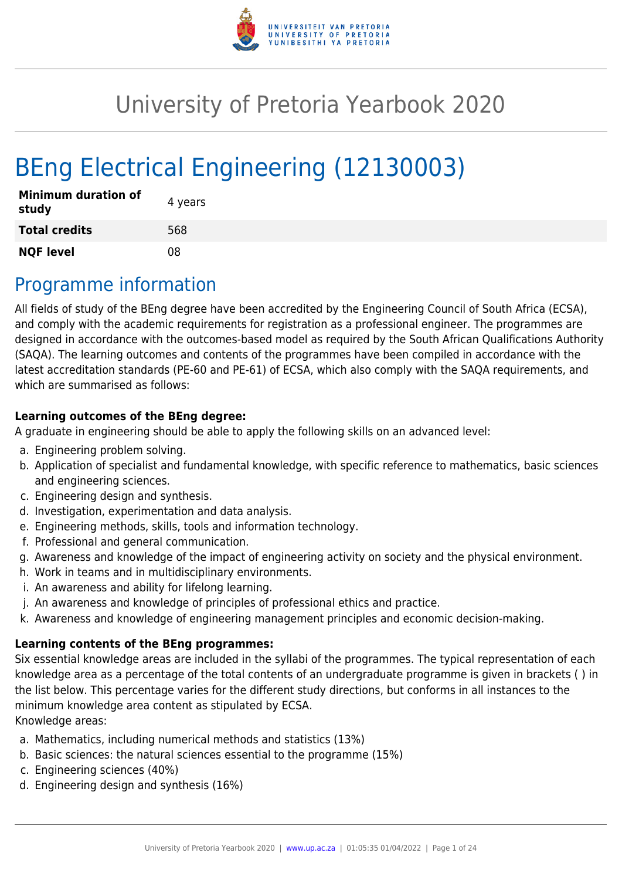# University of Pretoria Yearbook 2020

# BEng Electrical Engineering (12130003)

| | |
|---|---|
| **Minimum duration of study** | 4 years |
| **Total credits** | 568 |
| **NQF level** | 08 |

## Programme information

All fields of study of the BEng degree have been accredited by the Engineering Council of South Africa (ECSA), and comply with the academic requirements for registration as a professional engineer. The programmes are designed in accordance with the outcomes-based model as required by the South African Qualifications Authority (SAQA). The learning outcomes and contents of the programmes have been compiled in accordance with the latest accreditation standards (PE-60 and PE-61) of ECSA, which also comply with the SAQA requirements, and which are summarised as follows:

**Learning outcomes of the BEng degree:**
A graduate in engineering should be able to apply the following skills on an advanced level:

a. Engineering problem solving.
b. Application of specialist and fundamental knowledge, with specific reference to mathematics, basic sciences and engineering sciences.
c. Engineering design and synthesis.
d. Investigation, experimentation and data analysis.
e. Engineering methods, skills, tools and information technology.
f. Professional and general communication.
g. Awareness and knowledge of the impact of engineering activity on society and the physical environment.
h. Work in teams and in multidisciplinary environments.
i. An awareness and ability for lifelong learning.
j. An awareness and knowledge of principles of professional ethics and practice.
k. Awareness and knowledge of engineering management principles and economic decision-making.

**Learning contents of the BEng programmes:**
Six essential knowledge areas are included in the syllabi of the programmes. The typical representation of each knowledge area as a percentage of the total contents of an undergraduate programme is given in brackets ( ) in the list below. This percentage varies for the different study directions, but conforms in all instances to the minimum knowledge area content as stipulated by ECSA.
Knowledge areas:

a. Mathematics, including numerical methods and statistics (13%)
b. Basic sciences: the natural sciences essential to the programme (15%)
c. Engineering sciences (40%)
d. Engineering design and synthesis (16%)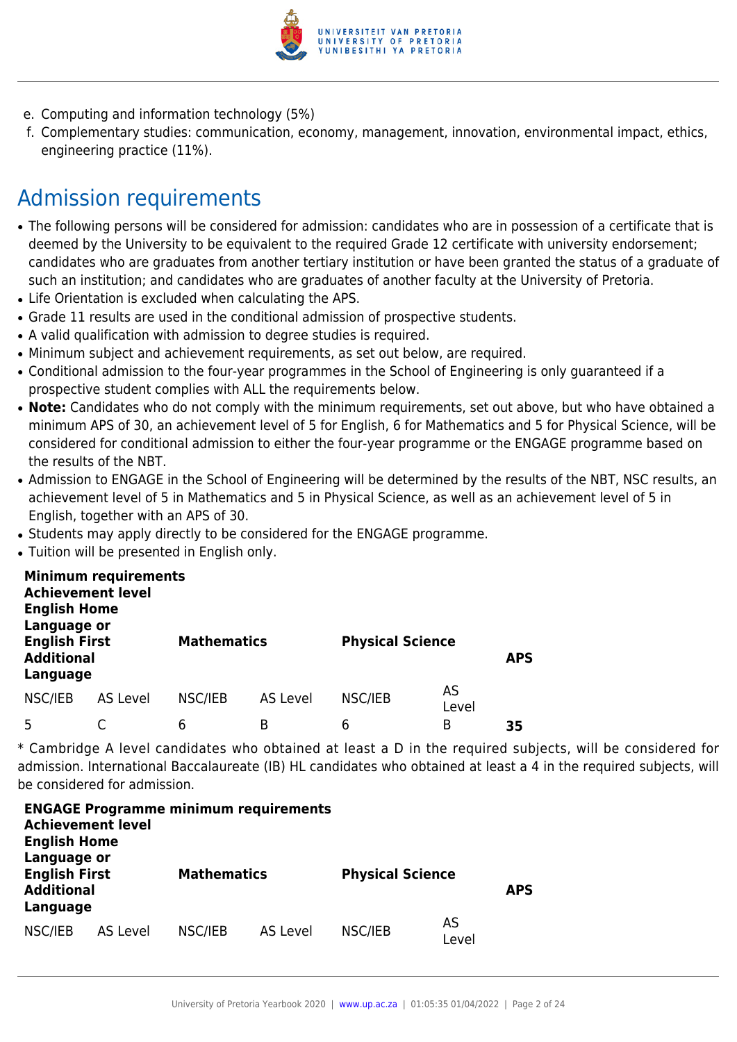e. Computing and information technology (5%)
f. Complementary studies: communication, economy, management, innovation, environmental impact, ethics, engineering practice (11%).

## Admission requirements

- The following persons will be considered for admission: candidates who are in possession of a certificate that is deemed by the University to be equivalent to the required Grade 12 certificate with university endorsement; candidates who are graduates from another tertiary institution or have been granted the status of a graduate of such an institution; and candidates who are graduates of another faculty at the University of Pretoria.
- Life Orientation is excluded when calculating the APS.
- Grade 11 results are used in the conditional admission of prospective students.
- A valid qualification with admission to degree studies is required.
- Minimum subject and achievement requirements, as set out below, are required.
- Conditional admission to the four-year programmes in the School of Engineering is only guaranteed if a prospective student complies with ALL the requirements below.
- **Note:** Candidates who do not comply with the minimum requirements, set out above, but who have obtained a minimum APS of 30, an achievement level of 5 for English, 6 for Mathematics and 5 for Physical Science, will be considered for conditional admission to either the four-year programme or the ENGAGE programme based on the results of the NBT.
- Admission to ENGAGE in the School of Engineering will be determined by the results of the NBT, NSC results, an achievement level of 5 in Mathematics and 5 in Physical Science, as well as an achievement level of 5 in English, together with an APS of 30.
- Students may apply directly to be considered for the ENGAGE programme.
- Tuition will be presented in English only.

| **Minimum requirements Achievement level English Home Language or English First Additional Language** | | **Mathematics** | | **Physical Science** | | **APS** |
|---|---|---|---|---|---|---|
| NSC/IEB | AS Level | NSC/IEB | AS Level | NSC/IEB | AS Level | |
| 5 | C | 6 | B | 6 | B | **35** |

* Cambridge A level candidates who obtained at least a D in the required subjects, will be considered for admission. International Baccalaureate (IB) HL candidates who obtained at least a 4 in the required subjects, will be considered for admission.

| **ENGAGE Programme minimum requirements Achievement level English Home Language or English First Additional Language** | | **Mathematics** | | **Physical Science** | | **APS** |
|---|---|---|---|---|---|---|
| NSC/IEB | AS Level | NSC/IEB | AS Level | NSC/IEB | AS Level | |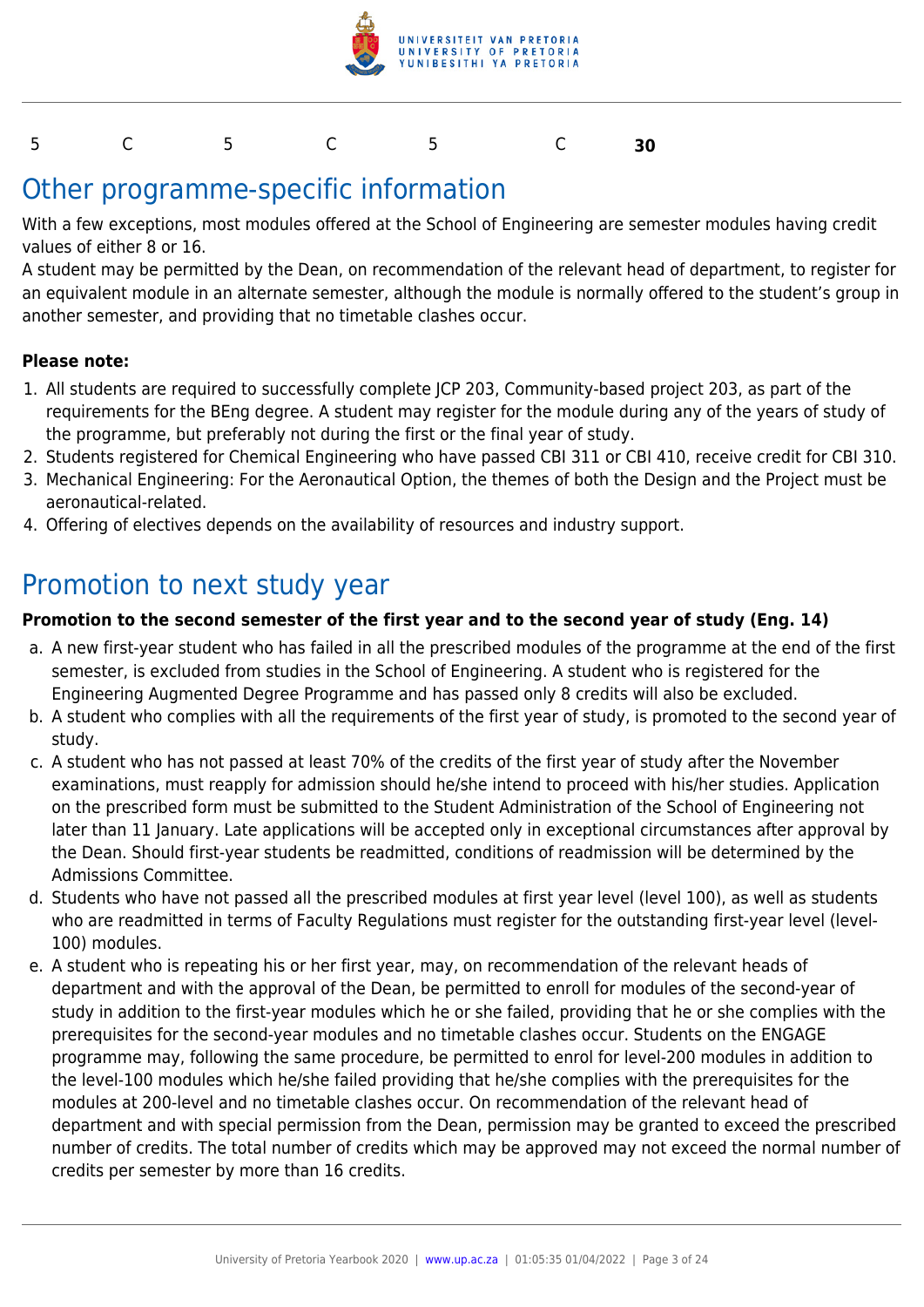| 5 | C | 5 | C | 5 | C | **30** |
|---|---|---|---|---|---|---|

## Other programme-specific information

With a few exceptions, most modules offered at the School of Engineering are semester modules having credit values of either 8 or 16.

A student may be permitted by the Dean, on recommendation of the relevant head of department, to register for an equivalent module in an alternate semester, although the module is normally offered to the student's group in another semester, and providing that no timetable clashes occur.

**Please note:**

1. All students are required to successfully complete JCP 203, Community-based project 203, as part of the requirements for the BEng degree. A student may register for the module during any of the years of study of the programme, but preferably not during the first or the final year of study.
2. Students registered for Chemical Engineering who have passed CBI 311 or CBI 410, receive credit for CBI 310.
3. Mechanical Engineering: For the Aeronautical Option, the themes of both the Design and the Project must be aeronautical-related.
4. Offering of electives depends on the availability of resources and industry support.

## Promotion to next study year

**Promotion to the second semester of the first year and to the second year of study (Eng. 14)**

a. A new first-year student who has failed in all the prescribed modules of the programme at the end of the first semester, is excluded from studies in the School of Engineering. A student who is registered for the Engineering Augmented Degree Programme and has passed only 8 credits will also be excluded.
b. A student who complies with all the requirements of the first year of study, is promoted to the second year of study.
c. A student who has not passed at least 70% of the credits of the first year of study after the November examinations, must reapply for admission should he/she intend to proceed with his/her studies. Application on the prescribed form must be submitted to the Student Administration of the School of Engineering not later than 11 January. Late applications will be accepted only in exceptional circumstances after approval by the Dean. Should first-year students be readmitted, conditions of readmission will be determined by the Admissions Committee.
d. Students who have not passed all the prescribed modules at first year level (level 100), as well as students who are readmitted in terms of Faculty Regulations must register for the outstanding first-year level (level-100) modules.
e. A student who is repeating his or her first year, may, on recommendation of the relevant heads of department and with the approval of the Dean, be permitted to enroll for modules of the second-year of study in addition to the first-year modules which he or she failed, providing that he or she complies with the prerequisites for the second-year modules and no timetable clashes occur. Students on the ENGAGE programme may, following the same procedure, be permitted to enrol for level-200 modules in addition to the level-100 modules which he/she failed providing that he/she complies with the prerequisites for the modules at 200-level and no timetable clashes occur. On recommendation of the relevant head of department and with special permission from the Dean, permission may be granted to exceed the prescribed number of credits. The total number of credits which may be approved may not exceed the normal number of credits per semester by more than 16 credits.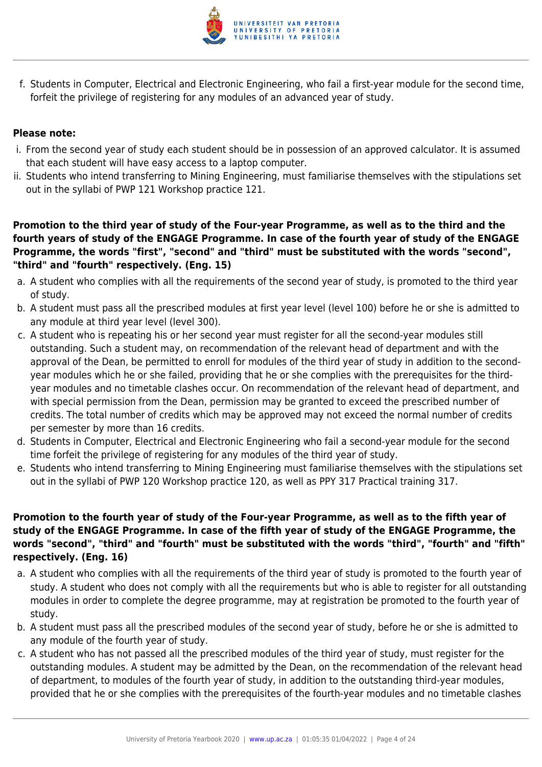f. Students in Computer, Electrical and Electronic Engineering, who fail a first-year module for the second time, forfeit the privilege of registering for any modules of an advanced year of study.

**Please note:**

i. From the second year of study each student should be in possession of an approved calculator. It is assumed that each student will have easy access to a laptop computer.
ii. Students who intend transferring to Mining Engineering, must familiarise themselves with the stipulations set out in the syllabi of PWP 121 Workshop practice 121.

**Promotion to the third year of study of the Four-year Programme, as well as to the third and the fourth years of study of the ENGAGE Programme. In case of the fourth year of study of the ENGAGE Programme, the words "first", "second" and "third" must be substituted with the words "second", "third" and "fourth" respectively. (Eng. 15)**

a. A student who complies with all the requirements of the second year of study, is promoted to the third year of study.
b. A student must pass all the prescribed modules at first year level (level 100) before he or she is admitted to any module at third year level (level 300).
c. A student who is repeating his or her second year must register for all the second-year modules still outstanding. Such a student may, on recommendation of the relevant head of department and with the approval of the Dean, be permitted to enroll for modules of the third year of study in addition to the second-year modules which he or she failed, providing that he or she complies with the prerequisites for the third-year modules and no timetable clashes occur. On recommendation of the relevant head of department, and with special permission from the Dean, permission may be granted to exceed the prescribed number of credits. The total number of credits which may be approved may not exceed the normal number of credits per semester by more than 16 credits.
d. Students in Computer, Electrical and Electronic Engineering who fail a second-year module for the second time forfeit the privilege of registering for any modules of the third year of study.
e. Students who intend transferring to Mining Engineering must familiarise themselves with the stipulations set out in the syllabi of PWP 120 Workshop practice 120, as well as PPY 317 Practical training 317.

**Promotion to the fourth year of study of the Four-year Programme, as well as to the fifth year of study of the ENGAGE Programme. In case of the fifth year of study of the ENGAGE Programme, the words "second", "third" and "fourth" must be substituted with the words "third", "fourth" and "fifth" respectively. (Eng. 16)**

a. A student who complies with all the requirements of the third year of study is promoted to the fourth year of study. A student who does not comply with all the requirements but who is able to register for all outstanding modules in order to complete the degree programme, may at registration be promoted to the fourth year of study.
b. A student must pass all the prescribed modules of the second year of study, before he or she is admitted to any module of the fourth year of study.
c. A student who has not passed all the prescribed modules of the third year of study, must register for the outstanding modules. A student may be admitted by the Dean, on the recommendation of the relevant head of department, to modules of the fourth year of study, in addition to the outstanding third-year modules, provided that he or she complies with the prerequisites of the fourth-year modules and no timetable clashes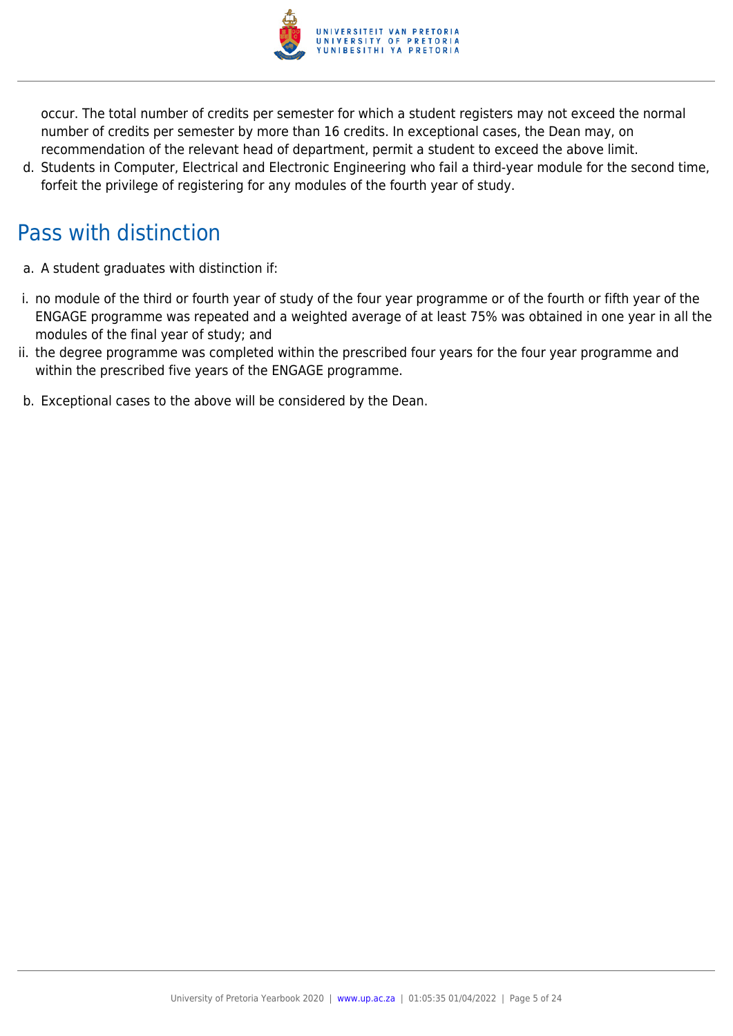occur. The total number of credits per semester for which a student registers may not exceed the normal number of credits per semester by more than 16 credits. In exceptional cases, the Dean may, on recommendation of the relevant head of department, permit a student to exceed the above limit.

d. Students in Computer, Electrical and Electronic Engineering who fail a third-year module for the second time, forfeit the privilege of registering for any modules of the fourth year of study.

## Pass with distinction

a. A student graduates with distinction if:

i. no module of the third or fourth year of study of the four year programme or of the fourth or fifth year of the ENGAGE programme was repeated and a weighted average of at least 75% was obtained in one year in all the modules of the final year of study; and

ii. the degree programme was completed within the prescribed four years for the four year programme and within the prescribed five years of the ENGAGE programme.

b. Exceptional cases to the above will be considered by the Dean.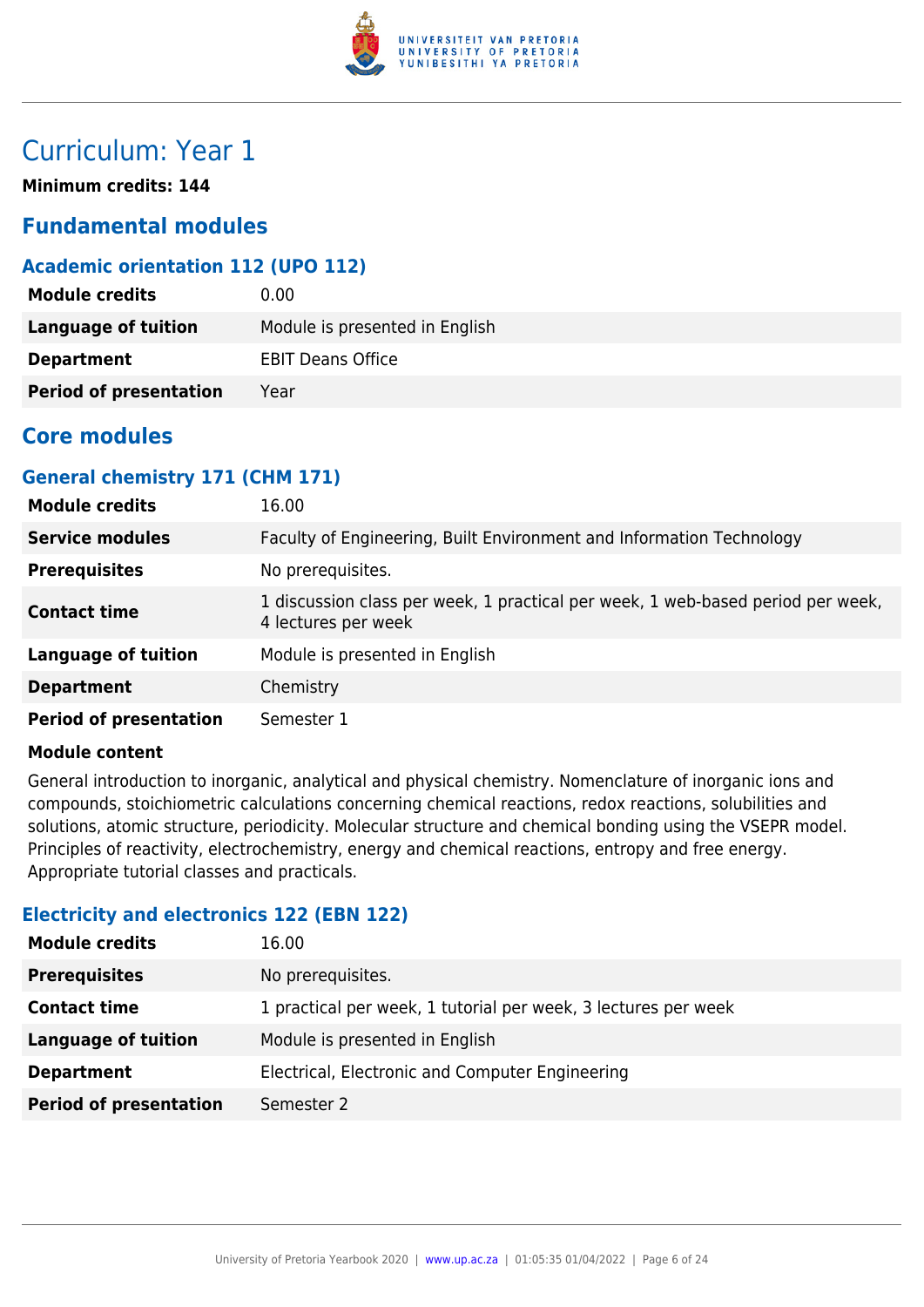# Curriculum: Year 1

**Minimum credits: 144**

## Fundamental modules

### Academic orientation 112 (UPO 112)

| | |
|---|---|
| **Module credits** | 0.00 |
| **Language of tuition** | Module is presented in English |
| **Department** | EBIT Deans Office |
| **Period of presentation** | Year |

## Core modules

### General chemistry 171 (CHM 171)

| | |
|---|---|
| **Module credits** | 16.00 |
| **Service modules** | Faculty of Engineering, Built Environment and Information Technology |
| **Prerequisites** | No prerequisites. |
| **Contact time** | 1 discussion class per week, 1 practical per week, 1 web-based period per week, 4 lectures per week |
| **Language of tuition** | Module is presented in English |
| **Department** | Chemistry |
| **Period of presentation** | Semester 1 |

**Module content**

General introduction to inorganic, analytical and physical chemistry. Nomenclature of inorganic ions and compounds, stoichiometric calculations concerning chemical reactions, redox reactions, solubilities and solutions, atomic structure, periodicity. Molecular structure and chemical bonding using the VSEPR model. Principles of reactivity, electrochemistry, energy and chemical reactions, entropy and free energy. Appropriate tutorial classes and practicals.

### Electricity and electronics 122 (EBN 122)

| | |
|---|---|
| **Module credits** | 16.00 |
| **Prerequisites** | No prerequisites. |
| **Contact time** | 1 practical per week, 1 tutorial per week, 3 lectures per week |
| **Language of tuition** | Module is presented in English |
| **Department** | Electrical, Electronic and Computer Engineering |
| **Period of presentation** | Semester 2 |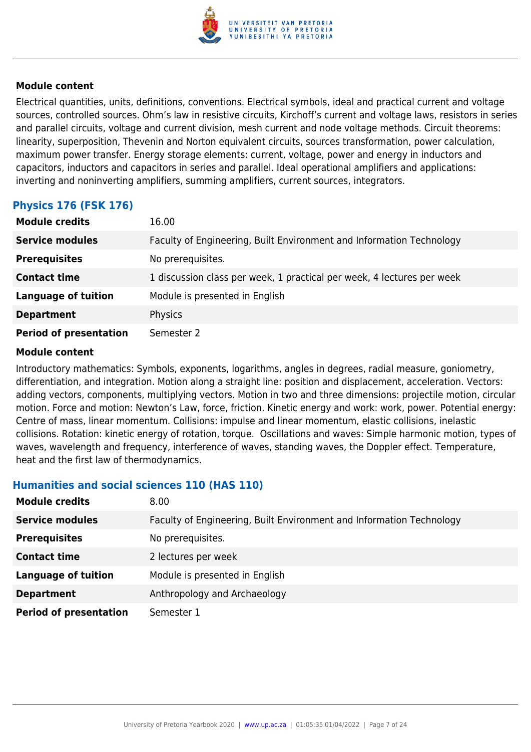#### Module content

Electrical quantities, units, definitions, conventions. Electrical symbols, ideal and practical current and voltage sources, controlled sources. Ohm's law in resistive circuits, Kirchoff's current and voltage laws, resistors in series and parallel circuits, voltage and current division, mesh current and node voltage methods. Circuit theorems: linearity, superposition, Thevenin and Norton equivalent circuits, sources transformation, power calculation, maximum power transfer. Energy storage elements: current, voltage, power and energy in inductors and capacitors, inductors and capacitors in series and parallel. Ideal operational amplifiers and applications: inverting and noninverting amplifiers, summing amplifiers, current sources, integrators.

### Physics 176 (FSK 176)

| | |
|---|---|
| **Module credits** | 16.00 |
| **Service modules** | Faculty of Engineering, Built Environment and Information Technology |
| **Prerequisites** | No prerequisites. |
| **Contact time** | 1 discussion class per week, 1 practical per week, 4 lectures per week |
| **Language of tuition** | Module is presented in English |
| **Department** | Physics |
| **Period of presentation** | Semester 2 |

#### Module content

Introductory mathematics: Symbols, exponents, logarithms, angles in degrees, radial measure, goniometry, differentiation, and integration. Motion along a straight line: position and displacement, acceleration. Vectors: adding vectors, components, multiplying vectors. Motion in two and three dimensions: projectile motion, circular motion. Force and motion: Newton's Law, force, friction. Kinetic energy and work: work, power. Potential energy: Centre of mass, linear momentum. Collisions: impulse and linear momentum, elastic collisions, inelastic collisions. Rotation: kinetic energy of rotation, torque. Oscillations and waves: Simple harmonic motion, types of waves, wavelength and frequency, interference of waves, standing waves, the Doppler effect. Temperature, heat and the first law of thermodynamics.

### Humanities and social sciences 110 (HAS 110)

| | |
|---|---|
| **Module credits** | 8.00 |
| **Service modules** | Faculty of Engineering, Built Environment and Information Technology |
| **Prerequisites** | No prerequisites. |
| **Contact time** | 2 lectures per week |
| **Language of tuition** | Module is presented in English |
| **Department** | Anthropology and Archaeology |
| **Period of presentation** | Semester 1 |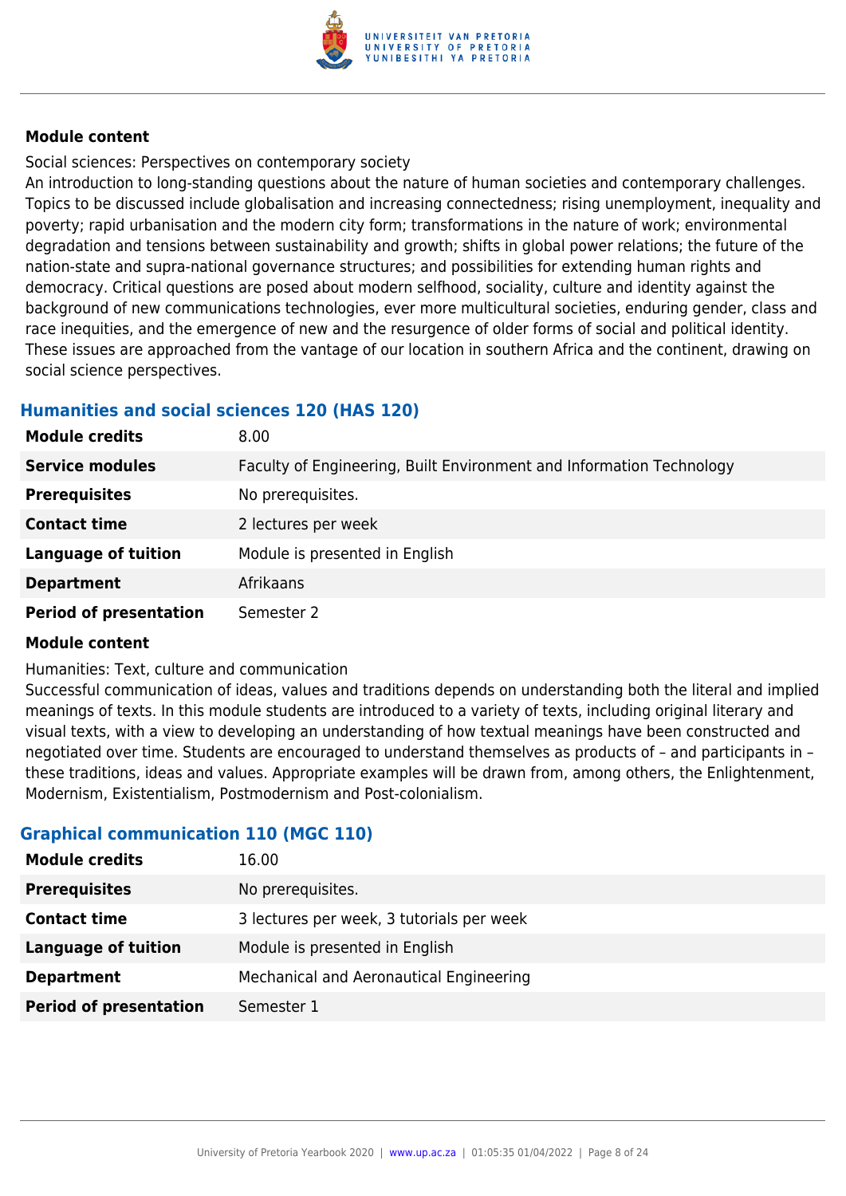**Module content**

Social sciences: Perspectives on contemporary society
An introduction to long-standing questions about the nature of human societies and contemporary challenges. Topics to be discussed include globalisation and increasing connectedness; rising unemployment, inequality and poverty; rapid urbanisation and the modern city form; transformations in the nature of work; environmental degradation and tensions between sustainability and growth; shifts in global power relations; the future of the nation-state and supra-national governance structures; and possibilities for extending human rights and democracy. Critical questions are posed about modern selfhood, sociality, culture and identity against the background of new communications technologies, ever more multicultural societies, enduring gender, class and race inequities, and the emergence of new and the resurgence of older forms of social and political identity. These issues are approached from the vantage of our location in southern Africa and the continent, drawing on social science perspectives.

### Humanities and social sciences 120 (HAS 120)

| | |
|---|---|
| **Module credits** | 8.00 |
| **Service modules** | Faculty of Engineering, Built Environment and Information Technology |
| **Prerequisites** | No prerequisites. |
| **Contact time** | 2 lectures per week |
| **Language of tuition** | Module is presented in English |
| **Department** | Afrikaans |
| **Period of presentation** | Semester 2 |

**Module content**

Humanities: Text, culture and communication
Successful communication of ideas, values and traditions depends on understanding both the literal and implied meanings of texts. In this module students are introduced to a variety of texts, including original literary and visual texts, with a view to developing an understanding of how textual meanings have been constructed and negotiated over time. Students are encouraged to understand themselves as products of – and participants in – these traditions, ideas and values. Appropriate examples will be drawn from, among others, the Enlightenment, Modernism, Existentialism, Postmodernism and Post-colonialism.

### Graphical communication 110 (MGC 110)

| | |
|---|---|
| **Module credits** | 16.00 |
| **Prerequisites** | No prerequisites. |
| **Contact time** | 3 lectures per week, 3 tutorials per week |
| **Language of tuition** | Module is presented in English |
| **Department** | Mechanical and Aeronautical Engineering |
| **Period of presentation** | Semester 1 |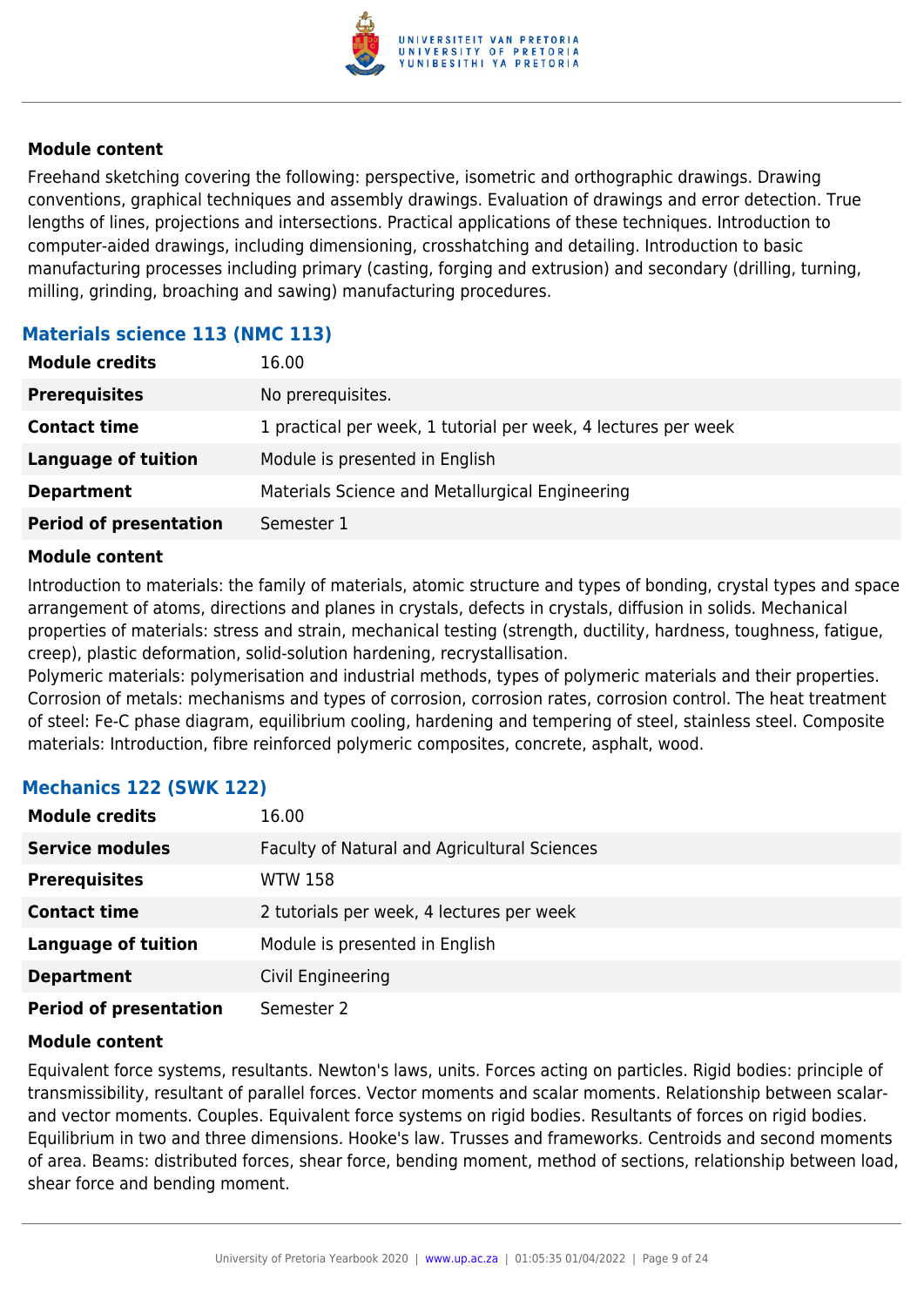#### Module content

Freehand sketching covering the following: perspective, isometric and orthographic drawings. Drawing conventions, graphical techniques and assembly drawings. Evaluation of drawings and error detection. True lengths of lines, projections and intersections. Practical applications of these techniques. Introduction to computer-aided drawings, including dimensioning, crosshatching and detailing. Introduction to basic manufacturing processes including primary (casting, forging and extrusion) and secondary (drilling, turning, milling, grinding, broaching and sawing) manufacturing procedures.

### Materials science 113 (NMC 113)

| | |
|---|---|
| **Module credits** | 16.00 |
| **Prerequisites** | No prerequisites. |
| **Contact time** | 1 practical per week, 1 tutorial per week, 4 lectures per week |
| **Language of tuition** | Module is presented in English |
| **Department** | Materials Science and Metallurgical Engineering |
| **Period of presentation** | Semester 1 |

#### Module content

Introduction to materials: the family of materials, atomic structure and types of bonding, crystal types and space arrangement of atoms, directions and planes in crystals, defects in crystals, diffusion in solids. Mechanical properties of materials: stress and strain, mechanical testing (strength, ductility, hardness, toughness, fatigue, creep), plastic deformation, solid-solution hardening, recrystallisation.
Polymeric materials: polymerisation and industrial methods, types of polymeric materials and their properties. Corrosion of metals: mechanisms and types of corrosion, corrosion rates, corrosion control. The heat treatment of steel: Fe-C phase diagram, equilibrium cooling, hardening and tempering of steel, stainless steel. Composite materials: Introduction, fibre reinforced polymeric composites, concrete, asphalt, wood.

### Mechanics 122 (SWK 122)

| | |
|---|---|
| **Module credits** | 16.00 |
| **Service modules** | Faculty of Natural and Agricultural Sciences |
| **Prerequisites** | WTW 158 |
| **Contact time** | 2 tutorials per week, 4 lectures per week |
| **Language of tuition** | Module is presented in English |
| **Department** | Civil Engineering |
| **Period of presentation** | Semester 2 |

#### Module content

Equivalent force systems, resultants. Newton's laws, units. Forces acting on particles. Rigid bodies: principle of transmissibility, resultant of parallel forces. Vector moments and scalar moments. Relationship between scalar- and vector moments. Couples. Equivalent force systems on rigid bodies. Resultants of forces on rigid bodies. Equilibrium in two and three dimensions. Hooke's law. Trusses and frameworks. Centroids and second moments of area. Beams: distributed forces, shear force, bending moment, method of sections, relationship between load, shear force and bending moment.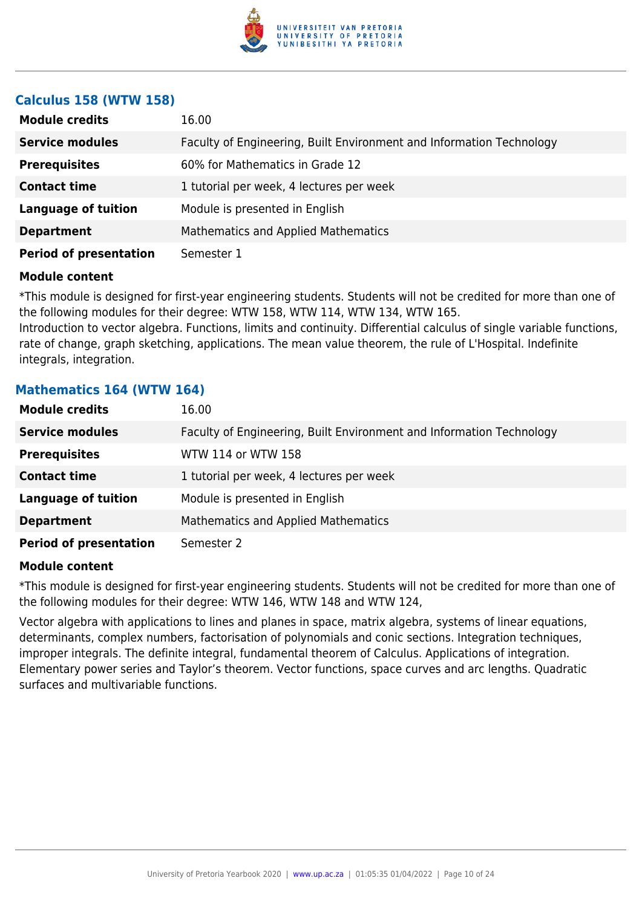### Calculus 158 (WTW 158)

| | |
|---|---|
| **Module credits** | 16.00 |
| **Service modules** | Faculty of Engineering, Built Environment and Information Technology |
| **Prerequisites** | 60% for Mathematics in Grade 12 |
| **Contact time** | 1 tutorial per week, 4 lectures per week |
| **Language of tuition** | Module is presented in English |
| **Department** | Mathematics and Applied Mathematics |
| **Period of presentation** | Semester 1 |

**Module content**

*This module is designed for first-year engineering students. Students will not be credited for more than one of the following modules for their degree: WTW 158, WTW 114, WTW 134, WTW 165.
Introduction to vector algebra. Functions, limits and continuity. Differential calculus of single variable functions, rate of change, graph sketching, applications. The mean value theorem, the rule of L'Hospital. Indefinite integrals, integration.

### Mathematics 164 (WTW 164)

| | |
|---|---|
| **Module credits** | 16.00 |
| **Service modules** | Faculty of Engineering, Built Environment and Information Technology |
| **Prerequisites** | WTW 114 or WTW 158 |
| **Contact time** | 1 tutorial per week, 4 lectures per week |
| **Language of tuition** | Module is presented in English |
| **Department** | Mathematics and Applied Mathematics |
| **Period of presentation** | Semester 2 |

**Module content**

*This module is designed for first-year engineering students. Students will not be credited for more than one of the following modules for their degree: WTW 146, WTW 148 and WTW 124,

Vector algebra with applications to lines and planes in space, matrix algebra, systems of linear equations, determinants, complex numbers, factorisation of polynomials and conic sections. Integration techniques, improper integrals. The definite integral, fundamental theorem of Calculus. Applications of integration. Elementary power series and Taylor's theorem. Vector functions, space curves and arc lengths. Quadratic surfaces and multivariable functions.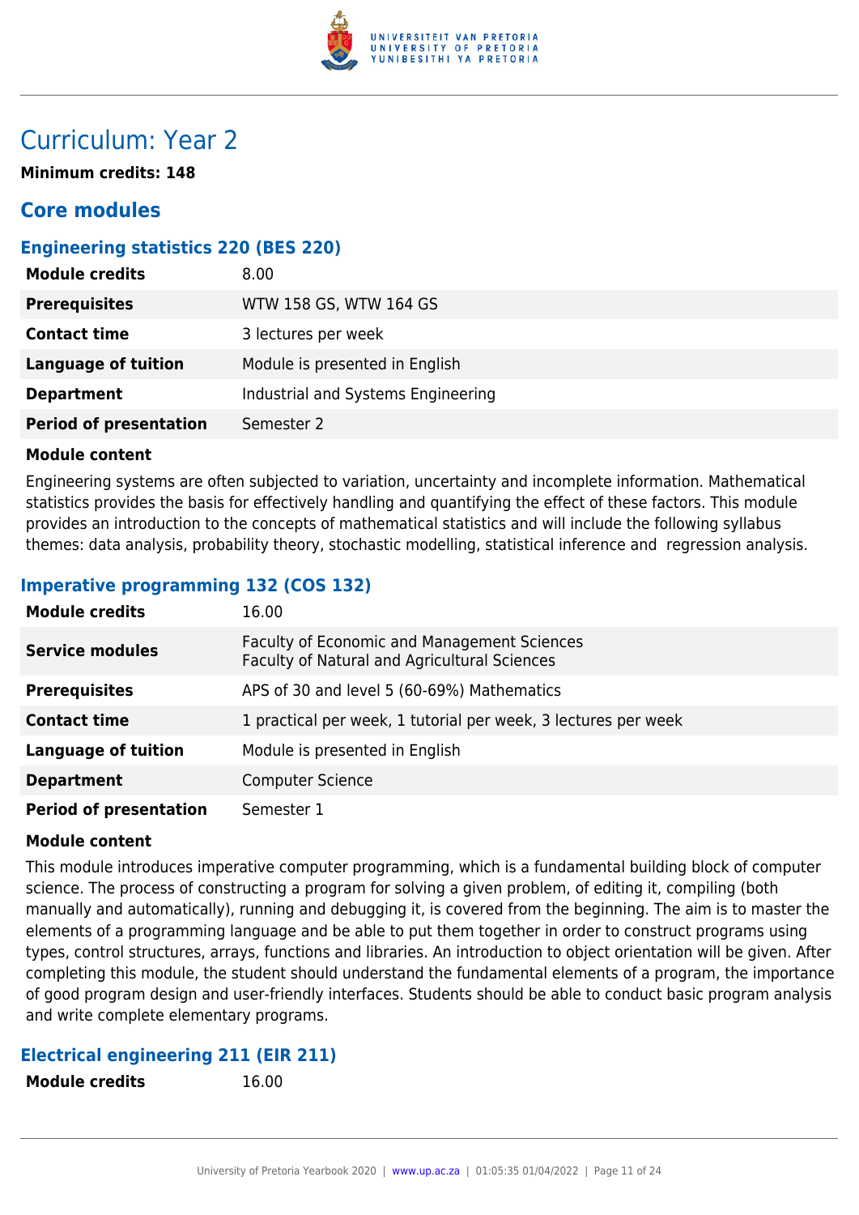# Curriculum: Year 2

**Minimum credits: 148**

## Core modules

### Engineering statistics 220 (BES 220)

| | |
|---|---|
| **Module credits** | 8.00 |
| **Prerequisites** | WTW 158 GS, WTW 164 GS |
| **Contact time** | 3 lectures per week |
| **Language of tuition** | Module is presented in English |
| **Department** | Industrial and Systems Engineering |
| **Period of presentation** | Semester 2 |

**Module content**

Engineering systems are often subjected to variation, uncertainty and incomplete information. Mathematical statistics provides the basis for effectively handling and quantifying the effect of these factors. This module provides an introduction to the concepts of mathematical statistics and will include the following syllabus themes: data analysis, probability theory, stochastic modelling, statistical inference and regression analysis.

### Imperative programming 132 (COS 132)

| | |
|---|---|
| **Module credits** | 16.00 |
| **Service modules** | Faculty of Economic and Management Sciences<br>Faculty of Natural and Agricultural Sciences |
| **Prerequisites** | APS of 30 and level 5 (60-69%) Mathematics |
| **Contact time** | 1 practical per week, 1 tutorial per week, 3 lectures per week |
| **Language of tuition** | Module is presented in English |
| **Department** | Computer Science |
| **Period of presentation** | Semester 1 |

**Module content**

This module introduces imperative computer programming, which is a fundamental building block of computer science. The process of constructing a program for solving a given problem, of editing it, compiling (both manually and automatically), running and debugging it, is covered from the beginning. The aim is to master the elements of a programming language and be able to put them together in order to construct programs using types, control structures, arrays, functions and libraries. An introduction to object orientation will be given. After completing this module, the student should understand the fundamental elements of a program, the importance of good program design and user-friendly interfaces. Students should be able to conduct basic program analysis and write complete elementary programs.

### Electrical engineering 211 (EIR 211)

| | |
|---|---|
| **Module credits** | 16.00 |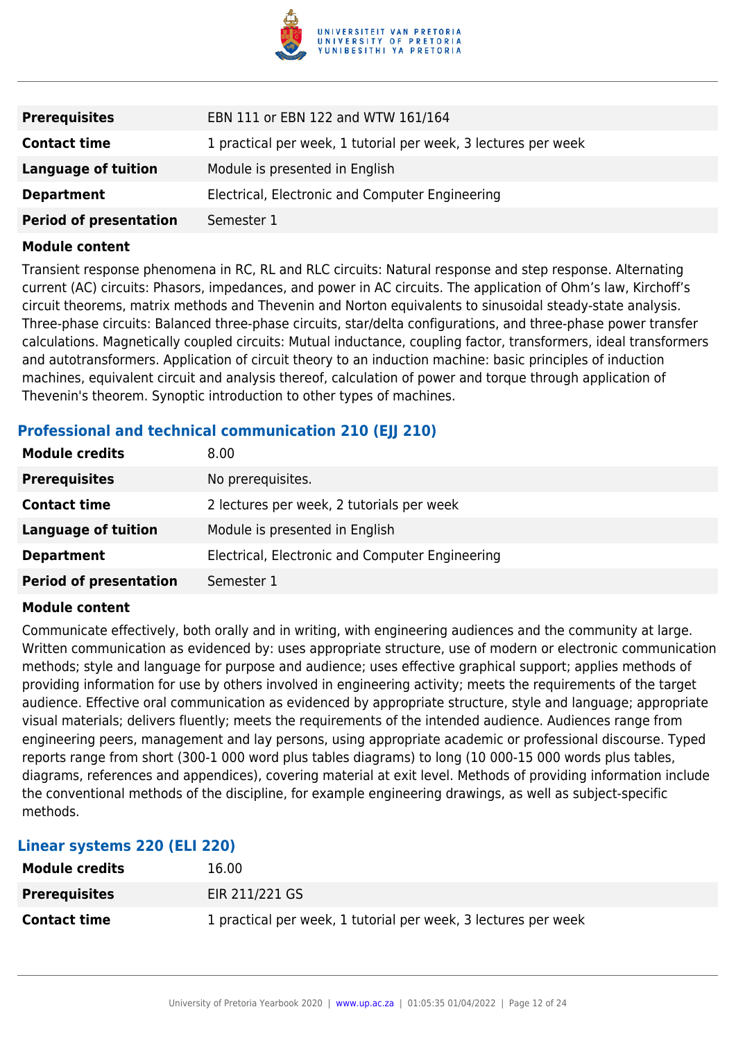| | |
|---|---|
| **Prerequisites** | EBN 111 or EBN 122 and WTW 161/164 |
| **Contact time** | 1 practical per week, 1 tutorial per week, 3 lectures per week |
| **Language of tuition** | Module is presented in English |
| **Department** | Electrical, Electronic and Computer Engineering |
| **Period of presentation** | Semester 1 |

**Module content**

Transient response phenomena in RC, RL and RLC circuits: Natural response and step response. Alternating current (AC) circuits: Phasors, impedances, and power in AC circuits. The application of Ohm's law, Kirchoff's circuit theorems, matrix methods and Thevenin and Norton equivalents to sinusoidal steady-state analysis. Three-phase circuits: Balanced three-phase circuits, star/delta configurations, and three-phase power transfer calculations. Magnetically coupled circuits: Mutual inductance, coupling factor, transformers, ideal transformers and autotransformers. Application of circuit theory to an induction machine: basic principles of induction machines, equivalent circuit and analysis thereof, calculation of power and torque through application of Thevenin's theorem. Synoptic introduction to other types of machines.

### Professional and technical communication 210 (EJJ 210)

| | |
|---|---|
| **Module credits** | 8.00 |
| **Prerequisites** | No prerequisites. |
| **Contact time** | 2 lectures per week, 2 tutorials per week |
| **Language of tuition** | Module is presented in English |
| **Department** | Electrical, Electronic and Computer Engineering |
| **Period of presentation** | Semester 1 |

**Module content**

Communicate effectively, both orally and in writing, with engineering audiences and the community at large. Written communication as evidenced by: uses appropriate structure, use of modern or electronic communication methods; style and language for purpose and audience; uses effective graphical support; applies methods of providing information for use by others involved in engineering activity; meets the requirements of the target audience. Effective oral communication as evidenced by appropriate structure, style and language; appropriate visual materials; delivers fluently; meets the requirements of the intended audience. Audiences range from engineering peers, management and lay persons, using appropriate academic or professional discourse. Typed reports range from short (300-1 000 word plus tables diagrams) to long (10 000-15 000 words plus tables, diagrams, references and appendices), covering material at exit level. Methods of providing information include the conventional methods of the discipline, for example engineering drawings, as well as subject-specific methods.

### Linear systems 220 (ELI 220)

| | |
|---|---|
| **Module credits** | 16.00 |
| **Prerequisites** | EIR 211/221 GS |
| **Contact time** | 1 practical per week, 1 tutorial per week, 3 lectures per week |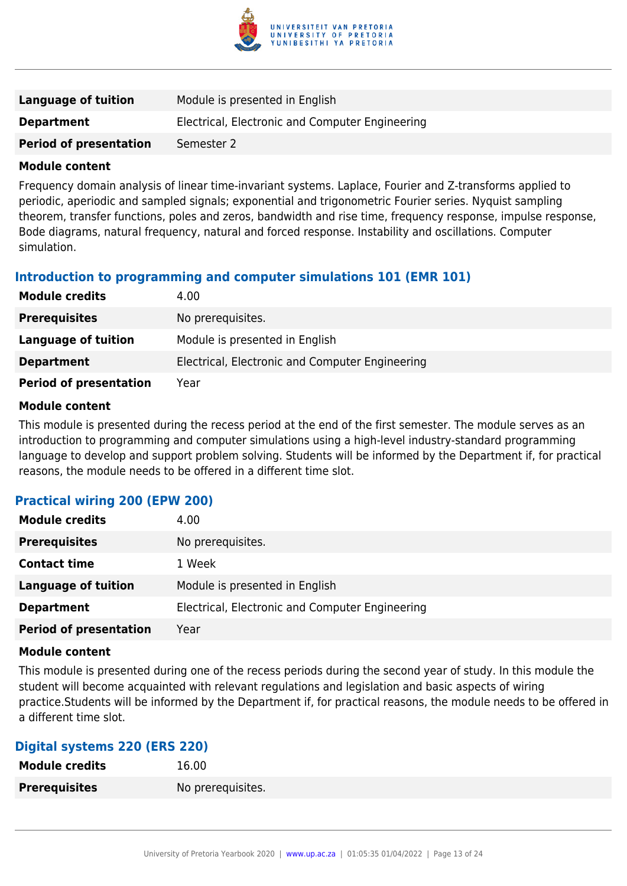| | |
|---|---|
| **Language of tuition** | Module is presented in English |
| **Department** | Electrical, Electronic and Computer Engineering |
| **Period of presentation** | Semester 2 |

**Module content**

Frequency domain analysis of linear time-invariant systems. Laplace, Fourier and Z-transforms applied to periodic, aperiodic and sampled signals; exponential and trigonometric Fourier series. Nyquist sampling theorem, transfer functions, poles and zeros, bandwidth and rise time, frequency response, impulse response, Bode diagrams, natural frequency, natural and forced response. Instability and oscillations. Computer simulation.

### Introduction to programming and computer simulations 101 (EMR 101)

| | |
|---|---|
| **Module credits** | 4.00 |
| **Prerequisites** | No prerequisites. |
| **Language of tuition** | Module is presented in English |
| **Department** | Electrical, Electronic and Computer Engineering |
| **Period of presentation** | Year |

**Module content**

This module is presented during the recess period at the end of the first semester. The module serves as an introduction to programming and computer simulations using a high-level industry-standard programming language to develop and support problem solving. Students will be informed by the Department if, for practical reasons, the module needs to be offered in a different time slot.

### Practical wiring 200 (EPW 200)

| | |
|---|---|
| **Module credits** | 4.00 |
| **Prerequisites** | No prerequisites. |
| **Contact time** | 1 Week |
| **Language of tuition** | Module is presented in English |
| **Department** | Electrical, Electronic and Computer Engineering |
| **Period of presentation** | Year |

**Module content**

This module is presented during one of the recess periods during the second year of study. In this module the student will become acquainted with relevant regulations and legislation and basic aspects of wiring practice.Students will be informed by the Department if, for practical reasons, the module needs to be offered in a different time slot.

### Digital systems 220 (ERS 220)

| | |
|---|---|
| **Module credits** | 16.00 |
| **Prerequisites** | No prerequisites. |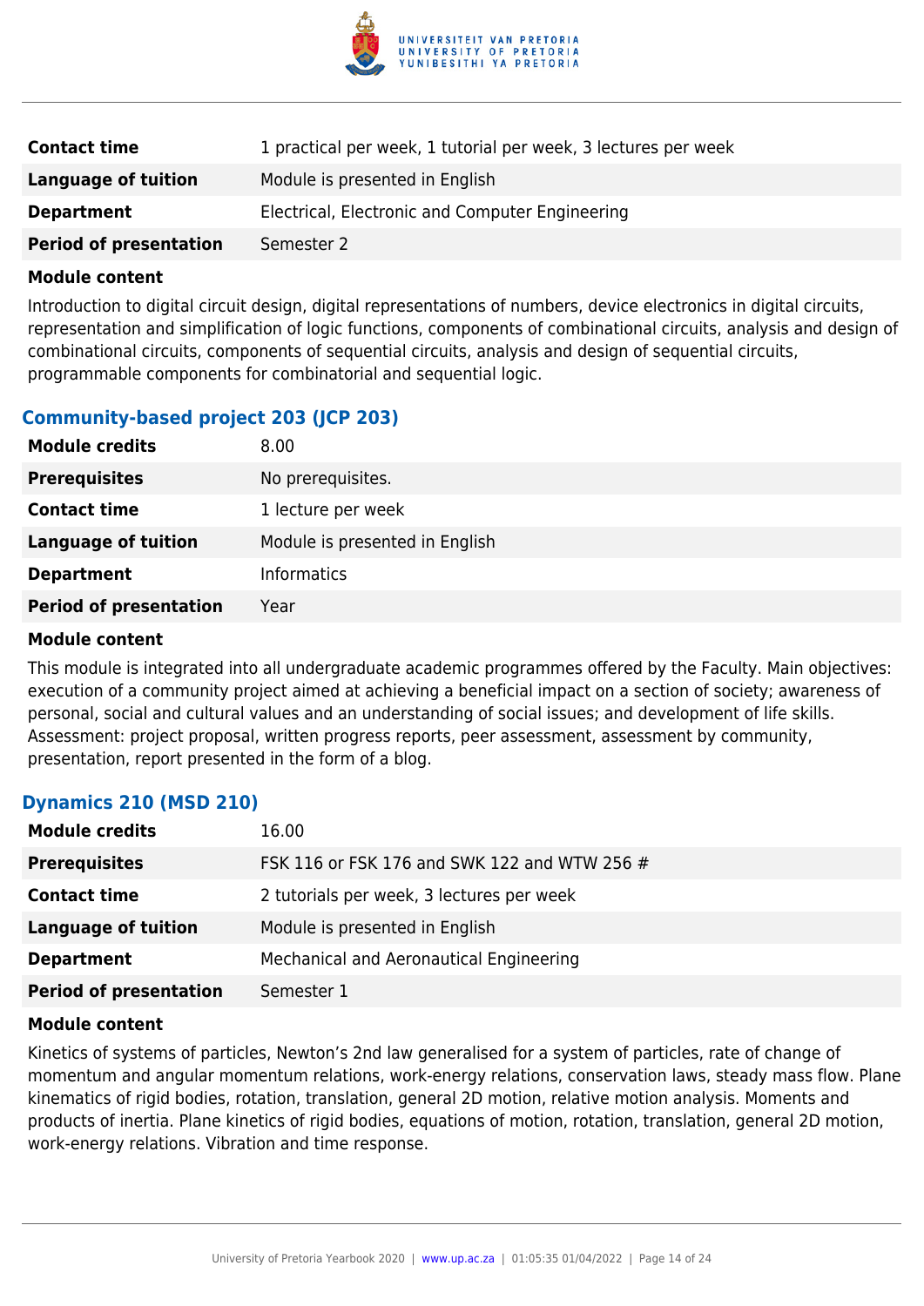| | |
|---|---|
| **Contact time** | 1 practical per week, 1 tutorial per week, 3 lectures per week |
| **Language of tuition** | Module is presented in English |
| **Department** | Electrical, Electronic and Computer Engineering |
| **Period of presentation** | Semester 2 |

**Module content**

Introduction to digital circuit design, digital representations of numbers, device electronics in digital circuits, representation and simplification of logic functions, components of combinational circuits, analysis and design of combinational circuits, components of sequential circuits, analysis and design of sequential circuits, programmable components for combinatorial and sequential logic.

### Community-based project 203 (JCP 203)

| | |
|---|---|
| **Module credits** | 8.00 |
| **Prerequisites** | No prerequisites. |
| **Contact time** | 1 lecture per week |
| **Language of tuition** | Module is presented in English |
| **Department** | Informatics |
| **Period of presentation** | Year |

**Module content**

This module is integrated into all undergraduate academic programmes offered by the Faculty. Main objectives: execution of a community project aimed at achieving a beneficial impact on a section of society; awareness of personal, social and cultural values and an understanding of social issues; and development of life skills. Assessment: project proposal, written progress reports, peer assessment, assessment by community, presentation, report presented in the form of a blog.

### Dynamics 210 (MSD 210)

| | |
|---|---|
| **Module credits** | 16.00 |
| **Prerequisites** | FSK 116 or FSK 176 and SWK 122 and WTW 256 # |
| **Contact time** | 2 tutorials per week, 3 lectures per week |
| **Language of tuition** | Module is presented in English |
| **Department** | Mechanical and Aeronautical Engineering |
| **Period of presentation** | Semester 1 |

**Module content**

Kinetics of systems of particles, Newton's 2nd law generalised for a system of particles, rate of change of momentum and angular momentum relations, work-energy relations, conservation laws, steady mass flow. Plane kinematics of rigid bodies, rotation, translation, general 2D motion, relative motion analysis. Moments and products of inertia. Plane kinetics of rigid bodies, equations of motion, rotation, translation, general 2D motion, work-energy relations. Vibration and time response.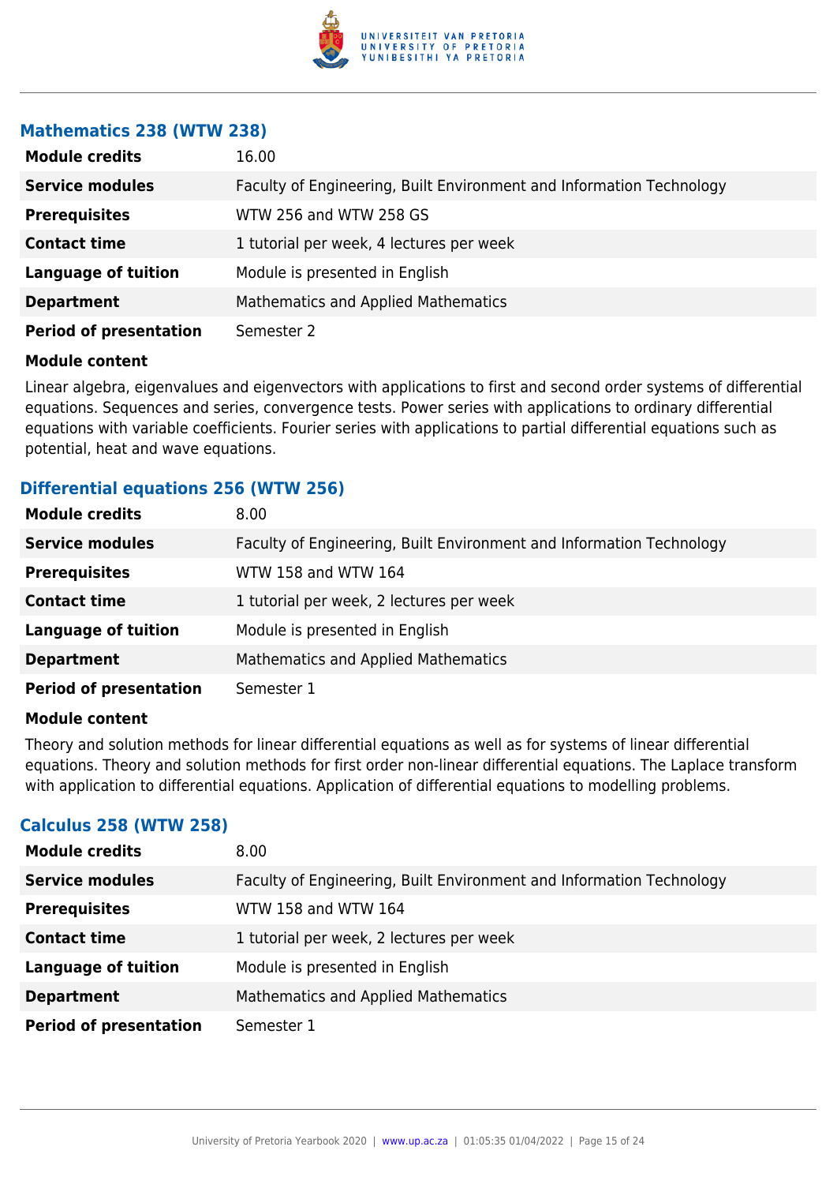### Mathematics 238 (WTW 238)

| | |
|---|---|
| **Module credits** | 16.00 |
| **Service modules** | Faculty of Engineering, Built Environment and Information Technology |
| **Prerequisites** | WTW 256 and WTW 258 GS |
| **Contact time** | 1 tutorial per week, 4 lectures per week |
| **Language of tuition** | Module is presented in English |
| **Department** | Mathematics and Applied Mathematics |
| **Period of presentation** | Semester 2 |

**Module content**

Linear algebra, eigenvalues and eigenvectors with applications to first and second order systems of differential equations. Sequences and series, convergence tests. Power series with applications to ordinary differential equations with variable coefficients. Fourier series with applications to partial differential equations such as potential, heat and wave equations.

### Differential equations 256 (WTW 256)

| | |
|---|---|
| **Module credits** | 8.00 |
| **Service modules** | Faculty of Engineering, Built Environment and Information Technology |
| **Prerequisites** | WTW 158 and WTW 164 |
| **Contact time** | 1 tutorial per week, 2 lectures per week |
| **Language of tuition** | Module is presented in English |
| **Department** | Mathematics and Applied Mathematics |
| **Period of presentation** | Semester 1 |

**Module content**

Theory and solution methods for linear differential equations as well as for systems of linear differential equations. Theory and solution methods for first order non-linear differential equations. The Laplace transform with application to differential equations. Application of differential equations to modelling problems.

### Calculus 258 (WTW 258)

| | |
|---|---|
| **Module credits** | 8.00 |
| **Service modules** | Faculty of Engineering, Built Environment and Information Technology |
| **Prerequisites** | WTW 158 and WTW 164 |
| **Contact time** | 1 tutorial per week, 2 lectures per week |
| **Language of tuition** | Module is presented in English |
| **Department** | Mathematics and Applied Mathematics |
| **Period of presentation** | Semester 1 |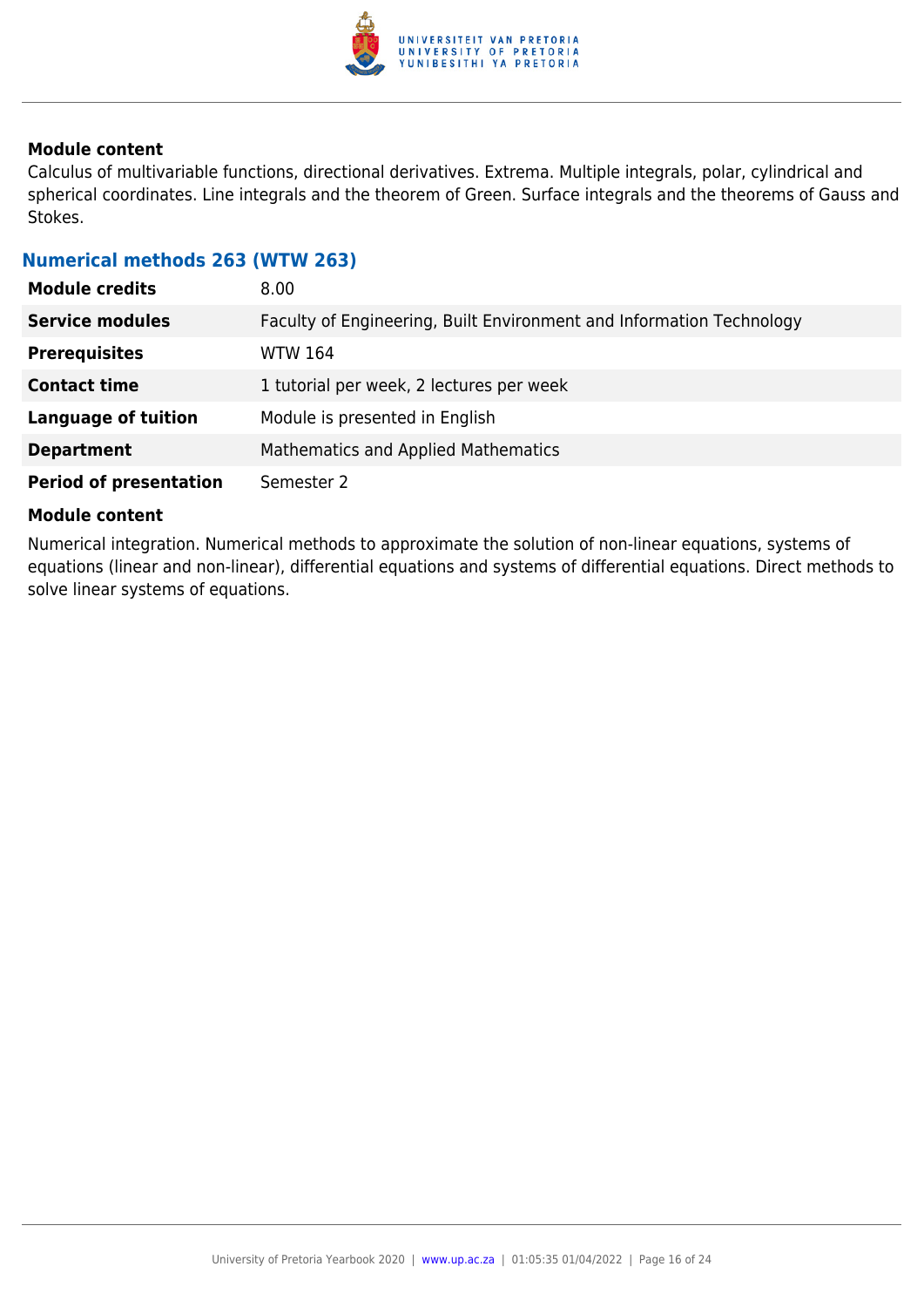### Module content

Calculus of multivariable functions, directional derivatives. Extrema. Multiple integrals, polar, cylindrical and spherical coordinates. Line integrals and the theorem of Green. Surface integrals and the theorems of Gauss and Stokes.

## Numerical methods 263 (WTW 263)

| | |
|---|---|
| **Module credits** | 8.00 |
| **Service modules** | Faculty of Engineering, Built Environment and Information Technology |
| **Prerequisites** | WTW 164 |
| **Contact time** | 1 tutorial per week, 2 lectures per week |
| **Language of tuition** | Module is presented in English |
| **Department** | Mathematics and Applied Mathematics |
| **Period of presentation** | Semester 2 |

### Module content

Numerical integration. Numerical methods to approximate the solution of non-linear equations, systems of equations (linear and non-linear), differential equations and systems of differential equations. Direct methods to solve linear systems of equations.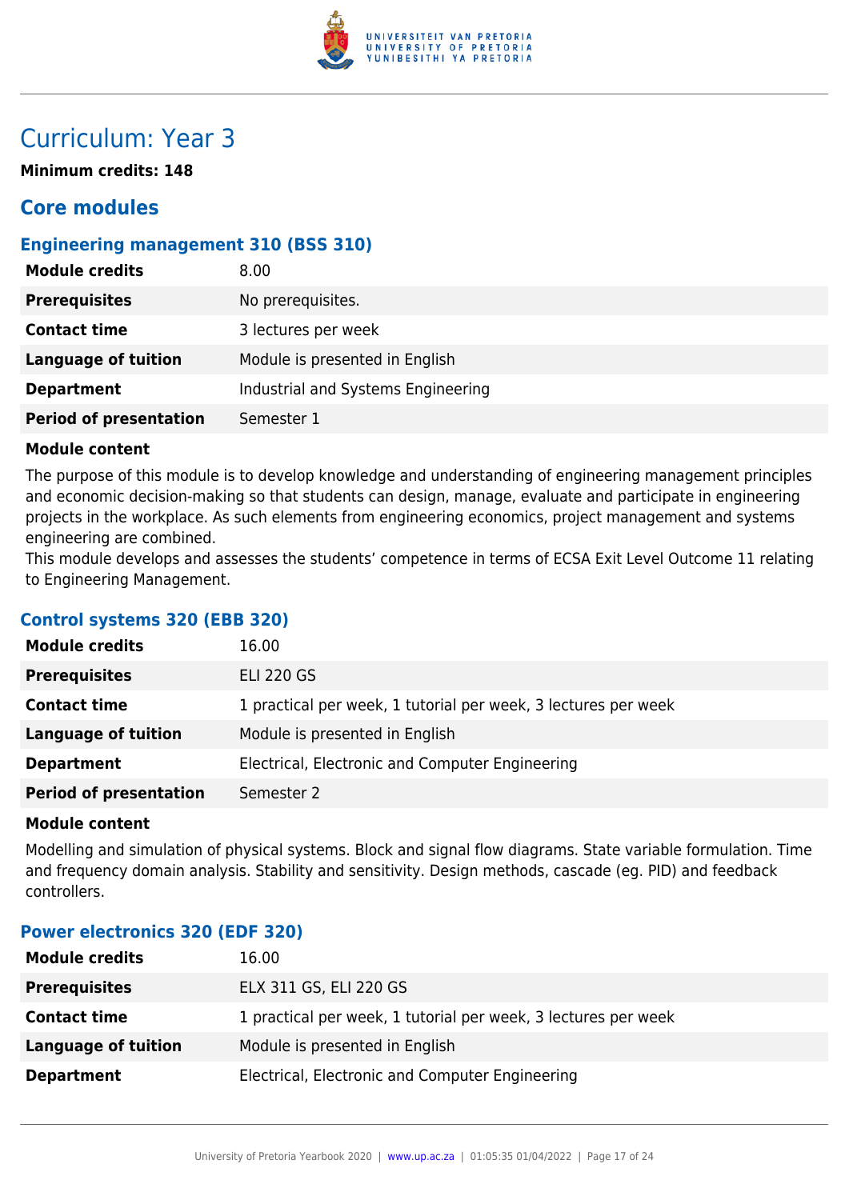# Curriculum: Year 3

**Minimum credits: 148**

## Core modules

### Engineering management 310 (BSS 310)

| **Module credits** | 8.00 |
|---|---|
| **Prerequisites** | No prerequisites. |
| **Contact time** | 3 lectures per week |
| **Language of tuition** | Module is presented in English |
| **Department** | Industrial and Systems Engineering |
| **Period of presentation** | Semester 1 |

**Module content**

The purpose of this module is to develop knowledge and understanding of engineering management principles and economic decision-making so that students can design, manage, evaluate and participate in engineering projects in the workplace. As such elements from engineering economics, project management and systems engineering are combined.
This module develops and assesses the students' competence in terms of ECSA Exit Level Outcome 11 relating to Engineering Management.

### Control systems 320 (EBB 320)

| **Module credits** | 16.00 |
|---|---|
| **Prerequisites** | ELI 220 GS |
| **Contact time** | 1 practical per week, 1 tutorial per week, 3 lectures per week |
| **Language of tuition** | Module is presented in English |
| **Department** | Electrical, Electronic and Computer Engineering |
| **Period of presentation** | Semester 2 |

**Module content**

Modelling and simulation of physical systems. Block and signal flow diagrams. State variable formulation. Time and frequency domain analysis. Stability and sensitivity. Design methods, cascade (eg. PID) and feedback controllers.

### Power electronics 320 (EDF 320)

| **Module credits** | 16.00 |
|---|---|
| **Prerequisites** | ELX 311 GS, ELI 220 GS |
| **Contact time** | 1 practical per week, 1 tutorial per week, 3 lectures per week |
| **Language of tuition** | Module is presented in English |
| **Department** | Electrical, Electronic and Computer Engineering |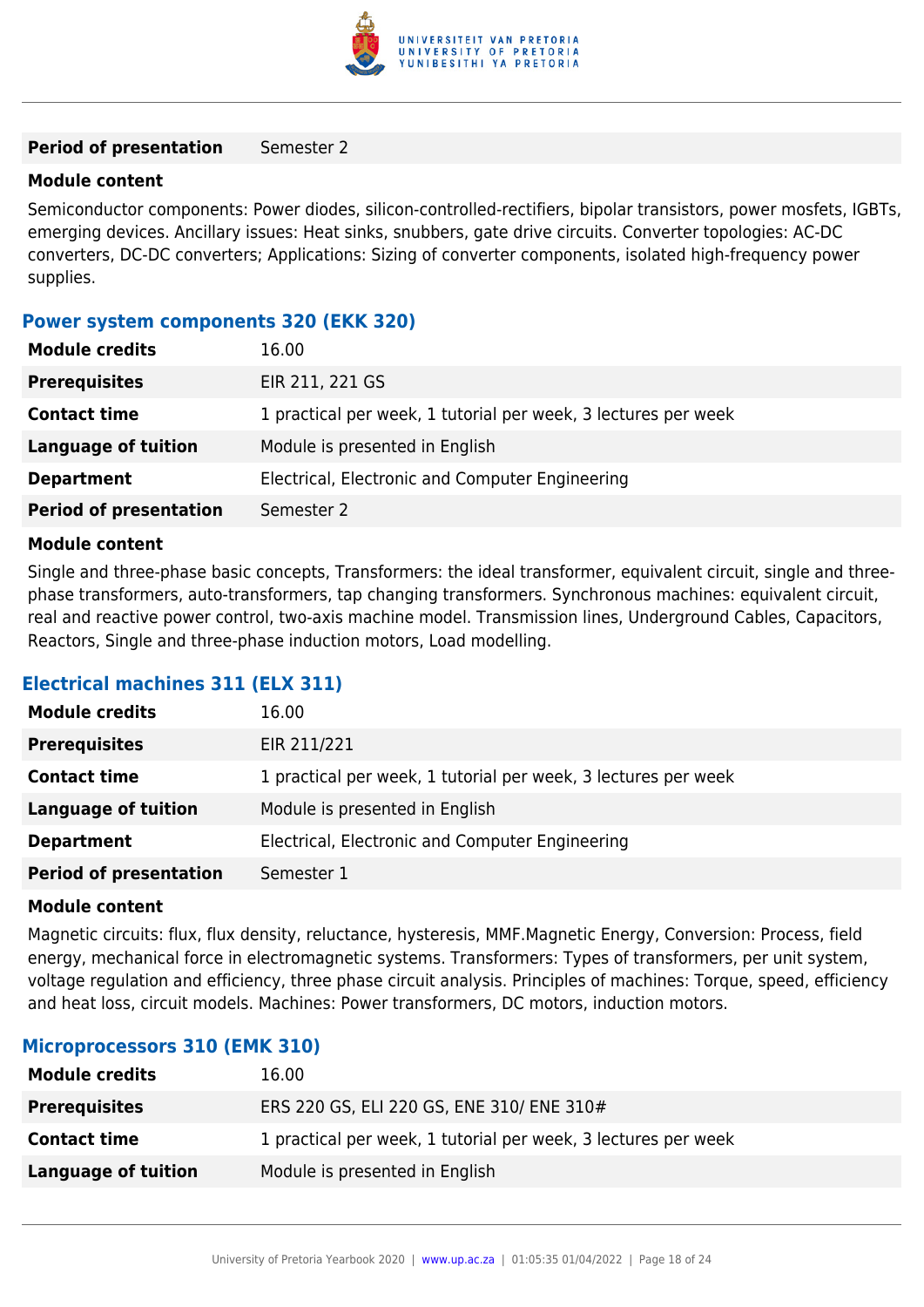| | |
|---|---|
| **Period of presentation** | Semester 2 |

**Module content**

Semiconductor components: Power diodes, silicon-controlled-rectifiers, bipolar transistors, power mosfets, IGBTs, emerging devices. Ancillary issues: Heat sinks, snubbers, gate drive circuits. Converter topologies: AC-DC converters, DC-DC converters; Applications: Sizing of converter components, isolated high-frequency power supplies.

### Power system components 320 (EKK 320)

| | |
|---|---|
| **Module credits** | 16.00 |
| **Prerequisites** | EIR 211, 221 GS |
| **Contact time** | 1 practical per week, 1 tutorial per week, 3 lectures per week |
| **Language of tuition** | Module is presented in English |
| **Department** | Electrical, Electronic and Computer Engineering |
| **Period of presentation** | Semester 2 |

**Module content**

Single and three-phase basic concepts, Transformers: the ideal transformer, equivalent circuit, single and three-phase transformers, auto-transformers, tap changing transformers. Synchronous machines: equivalent circuit, real and reactive power control, two-axis machine model. Transmission lines, Underground Cables, Capacitors, Reactors, Single and three-phase induction motors, Load modelling.

### Electrical machines 311 (ELX 311)

| | |
|---|---|
| **Module credits** | 16.00 |
| **Prerequisites** | EIR 211/221 |
| **Contact time** | 1 practical per week, 1 tutorial per week, 3 lectures per week |
| **Language of tuition** | Module is presented in English |
| **Department** | Electrical, Electronic and Computer Engineering |
| **Period of presentation** | Semester 1 |

**Module content**

Magnetic circuits: flux, flux density, reluctance, hysteresis, MMF.Magnetic Energy, Conversion: Process, field energy, mechanical force in electromagnetic systems. Transformers: Types of transformers, per unit system, voltage regulation and efficiency, three phase circuit analysis. Principles of machines: Torque, speed, efficiency and heat loss, circuit models. Machines: Power transformers, DC motors, induction motors.

### Microprocessors 310 (EMK 310)

| | |
|---|---|
| **Module credits** | 16.00 |
| **Prerequisites** | ERS 220 GS, ELI 220 GS, ENE 310/ ENE 310# |
| **Contact time** | 1 practical per week, 1 tutorial per week, 3 lectures per week |
| **Language of tuition** | Module is presented in English |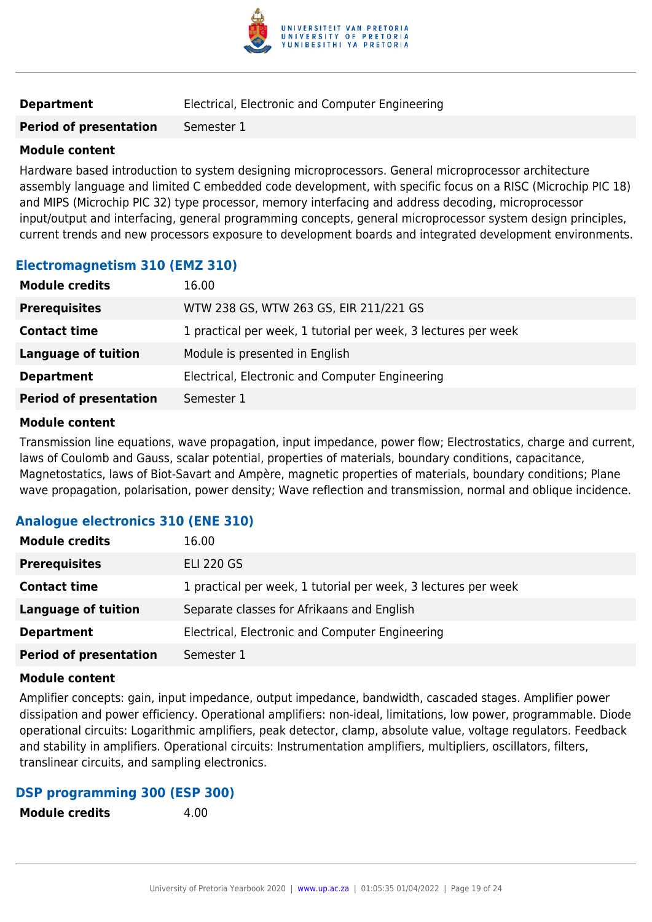| | |
|---|---|
| **Department** | Electrical, Electronic and Computer Engineering |
| **Period of presentation** | Semester 1 |

**Module content**

Hardware based introduction to system designing microprocessors. General microprocessor architecture assembly language and limited C embedded code development, with specific focus on a RISC (Microchip PIC 18) and MIPS (Microchip PIC 32) type processor, memory interfacing and address decoding, microprocessor input/output and interfacing, general programming concepts, general microprocessor system design principles, current trends and new processors exposure to development boards and integrated development environments.

### Electromagnetism 310 (EMZ 310)

| | |
|---|---|
| **Module credits** | 16.00 |
| **Prerequisites** | WTW 238 GS, WTW 263 GS, EIR 211/221 GS |
| **Contact time** | 1 practical per week, 1 tutorial per week, 3 lectures per week |
| **Language of tuition** | Module is presented in English |
| **Department** | Electrical, Electronic and Computer Engineering |
| **Period of presentation** | Semester 1 |

**Module content**

Transmission line equations, wave propagation, input impedance, power flow; Electrostatics, charge and current, laws of Coulomb and Gauss, scalar potential, properties of materials, boundary conditions, capacitance, Magnetostatics, laws of Biot-Savart and Ampère, magnetic properties of materials, boundary conditions; Plane wave propagation, polarisation, power density; Wave reflection and transmission, normal and oblique incidence.

### Analogue electronics 310 (ENE 310)

| | |
|---|---|
| **Module credits** | 16.00 |
| **Prerequisites** | ELI 220 GS |
| **Contact time** | 1 practical per week, 1 tutorial per week, 3 lectures per week |
| **Language of tuition** | Separate classes for Afrikaans and English |
| **Department** | Electrical, Electronic and Computer Engineering |
| **Period of presentation** | Semester 1 |

**Module content**

Amplifier concepts: gain, input impedance, output impedance, bandwidth, cascaded stages. Amplifier power dissipation and power efficiency. Operational amplifiers: non-ideal, limitations, low power, programmable. Diode operational circuits: Logarithmic amplifiers, peak detector, clamp, absolute value, voltage regulators. Feedback and stability in amplifiers. Operational circuits: Instrumentation amplifiers, multipliers, oscillators, filters, translinear circuits, and sampling electronics.

### DSP programming 300 (ESP 300)

| | |
|---|---|
| **Module credits** | 4.00 |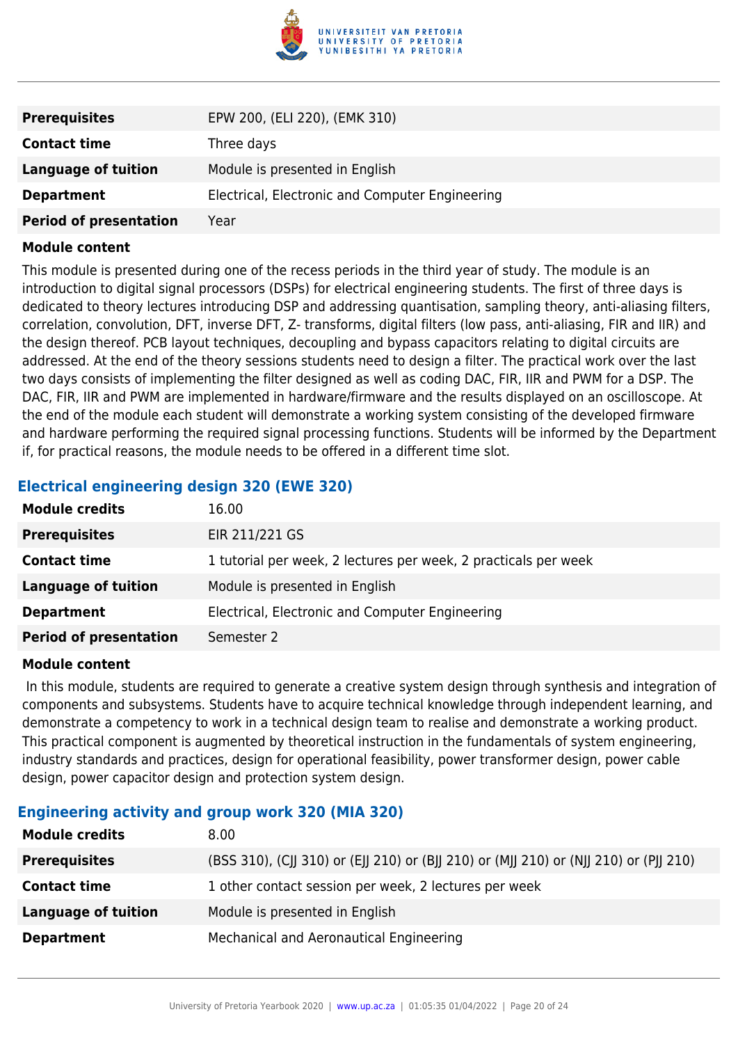| | |
|---|---|
| **Prerequisites** | EPW 200, (ELI 220), (EMK 310) |
| **Contact time** | Three days |
| **Language of tuition** | Module is presented in English |
| **Department** | Electrical, Electronic and Computer Engineering |
| **Period of presentation** | Year |

**Module content**

This module is presented during one of the recess periods in the third year of study. The module is an introduction to digital signal processors (DSPs) for electrical engineering students. The first of three days is dedicated to theory lectures introducing DSP and addressing quantisation, sampling theory, anti-aliasing filters, correlation, convolution, DFT, inverse DFT, Z- transforms, digital filters (low pass, anti-aliasing, FIR and IIR) and the design thereof. PCB layout techniques, decoupling and bypass capacitors relating to digital circuits are addressed. At the end of the theory sessions students need to design a filter. The practical work over the last two days consists of implementing the filter designed as well as coding DAC, FIR, IIR and PWM for a DSP. The DAC, FIR, IIR and PWM are implemented in hardware/firmware and the results displayed on an oscilloscope. At the end of the module each student will demonstrate a working system consisting of the developed firmware and hardware performing the required signal processing functions. Students will be informed by the Department if, for practical reasons, the module needs to be offered in a different time slot.

### Electrical engineering design 320 (EWE 320)

| | |
|---|---|
| **Module credits** | 16.00 |
| **Prerequisites** | EIR 211/221 GS |
| **Contact time** | 1 tutorial per week, 2 lectures per week, 2 practicals per week |
| **Language of tuition** | Module is presented in English |
| **Department** | Electrical, Electronic and Computer Engineering |
| **Period of presentation** | Semester 2 |

**Module content**

In this module, students are required to generate a creative system design through synthesis and integration of components and subsystems. Students have to acquire technical knowledge through independent learning, and demonstrate a competency to work in a technical design team to realise and demonstrate a working product. This practical component is augmented by theoretical instruction in the fundamentals of system engineering, industry standards and practices, design for operational feasibility, power transformer design, power cable design, power capacitor design and protection system design.

### Engineering activity and group work 320 (MIA 320)

| | |
|---|---|
| **Module credits** | 8.00 |
| **Prerequisites** | (BSS 310), (CJJ 310) or (EJJ 210) or (BJJ 210) or (MJJ 210) or (NJJ 210) or (PJJ 210) |
| **Contact time** | 1 other contact session per week, 2 lectures per week |
| **Language of tuition** | Module is presented in English |
| **Department** | Mechanical and Aeronautical Engineering |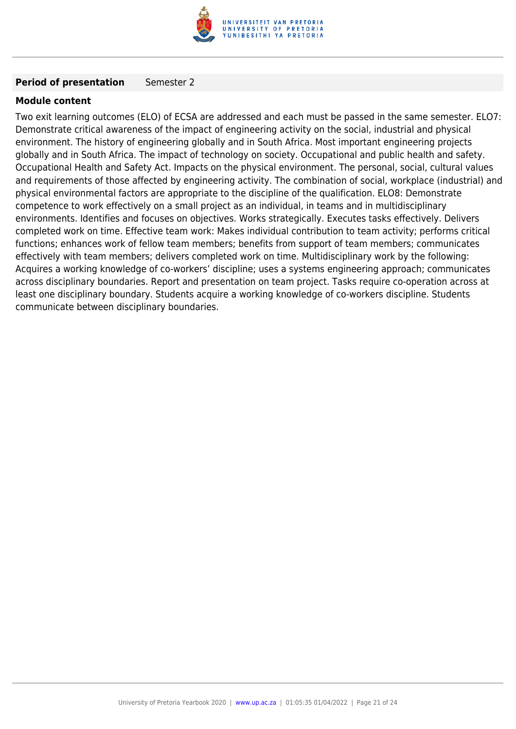**Period of presentation** Semester 2

**Module content**

Two exit learning outcomes (ELO) of ECSA are addressed and each must be passed in the same semester. ELO7: Demonstrate critical awareness of the impact of engineering activity on the social, industrial and physical environment. The history of engineering globally and in South Africa. Most important engineering projects globally and in South Africa. The impact of technology on society. Occupational and public health and safety. Occupational Health and Safety Act. Impacts on the physical environment. The personal, social, cultural values and requirements of those affected by engineering activity. The combination of social, workplace (industrial) and physical environmental factors are appropriate to the discipline of the qualification. ELO8: Demonstrate competence to work effectively on a small project as an individual, in teams and in multidisciplinary environments. Identifies and focuses on objectives. Works strategically. Executes tasks effectively. Delivers completed work on time. Effective team work: Makes individual contribution to team activity; performs critical functions; enhances work of fellow team members; benefits from support of team members; communicates effectively with team members; delivers completed work on time. Multidisciplinary work by the following: Acquires a working knowledge of co-workers' discipline; uses a systems engineering approach; communicates across disciplinary boundaries. Report and presentation on team project. Tasks require co-operation across at least one disciplinary boundary. Students acquire a working knowledge of co-workers discipline. Students communicate between disciplinary boundaries.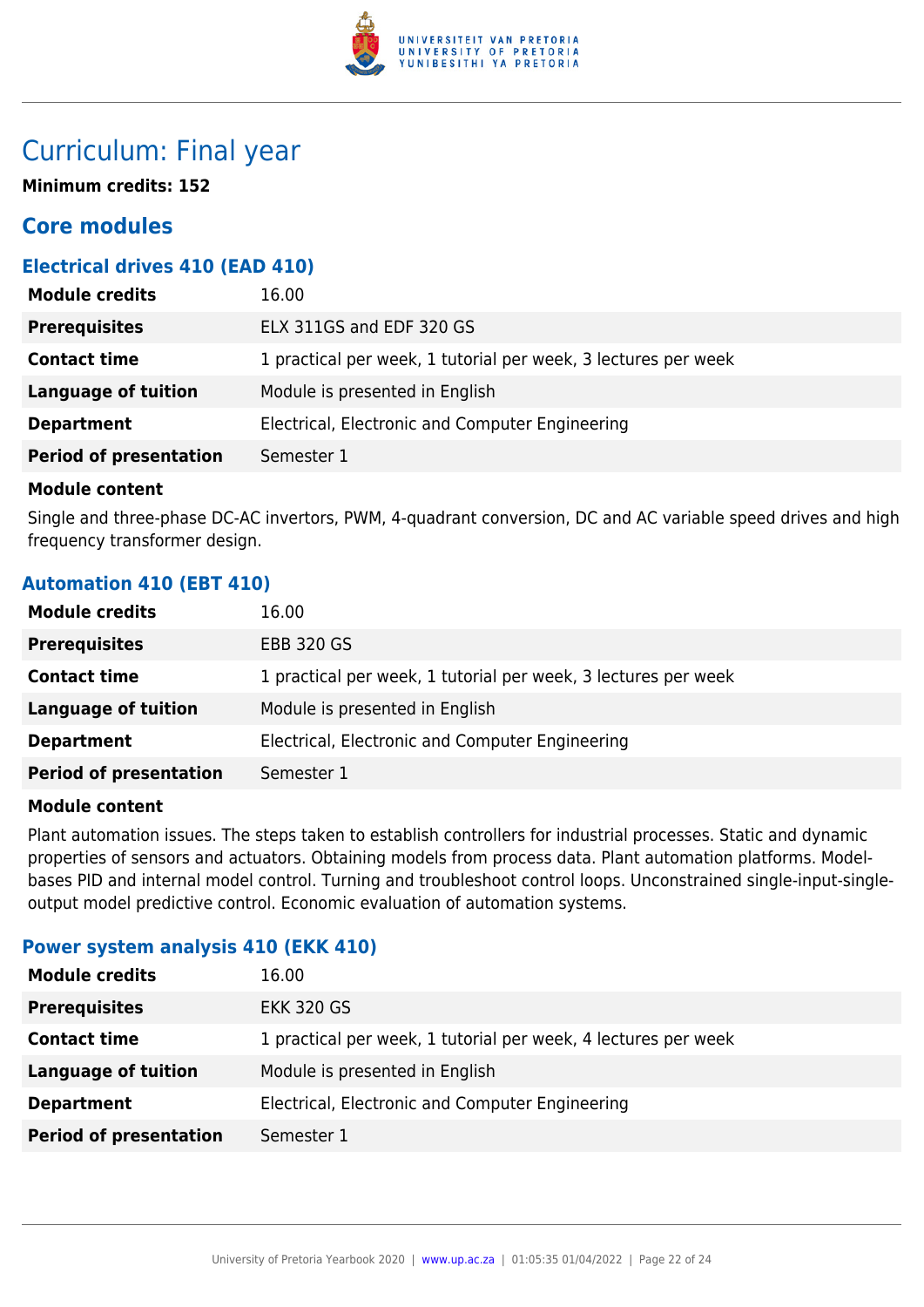# Curriculum: Final year

**Minimum credits: 152**

## Core modules

### Electrical drives 410 (EAD 410)

| | |
|---|---|
| **Module credits** | 16.00 |
| **Prerequisites** | ELX 311GS and EDF 320 GS |
| **Contact time** | 1 practical per week, 1 tutorial per week, 3 lectures per week |
| **Language of tuition** | Module is presented in English |
| **Department** | Electrical, Electronic and Computer Engineering |
| **Period of presentation** | Semester 1 |

**Module content**

Single and three-phase DC-AC invertors, PWM, 4-quadrant conversion, DC and AC variable speed drives and high frequency transformer design.

### Automation 410 (EBT 410)

| | |
|---|---|
| **Module credits** | 16.00 |
| **Prerequisites** | EBB 320 GS |
| **Contact time** | 1 practical per week, 1 tutorial per week, 3 lectures per week |
| **Language of tuition** | Module is presented in English |
| **Department** | Electrical, Electronic and Computer Engineering |
| **Period of presentation** | Semester 1 |

**Module content**

Plant automation issues. The steps taken to establish controllers for industrial processes. Static and dynamic properties of sensors and actuators. Obtaining models from process data. Plant automation platforms. Model-bases PID and internal model control. Turning and troubleshoot control loops. Unconstrained single-input-single-output model predictive control. Economic evaluation of automation systems.

### Power system analysis 410 (EKK 410)

| | |
|---|---|
| **Module credits** | 16.00 |
| **Prerequisites** | EKK 320 GS |
| **Contact time** | 1 practical per week, 1 tutorial per week, 4 lectures per week |
| **Language of tuition** | Module is presented in English |
| **Department** | Electrical, Electronic and Computer Engineering |
| **Period of presentation** | Semester 1 |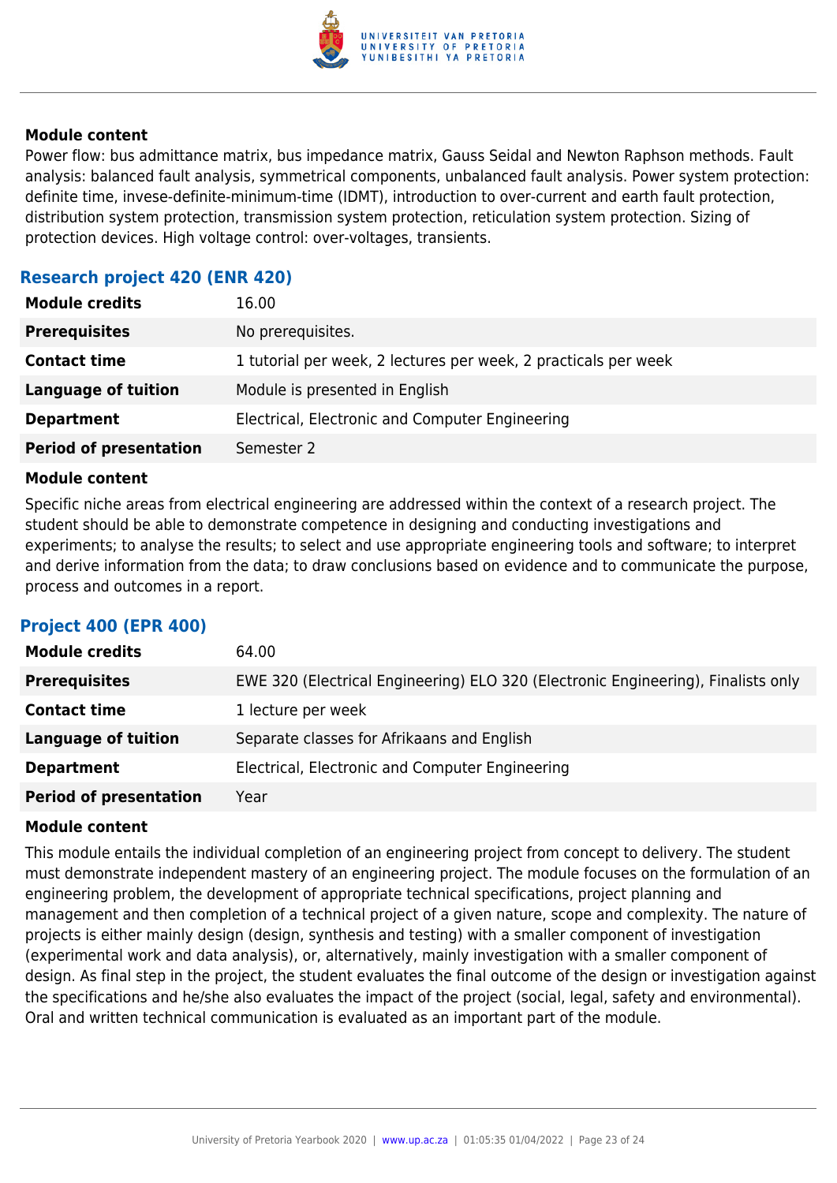#### Module content

Power flow: bus admittance matrix, bus impedance matrix, Gauss Seidal and Newton Raphson methods. Fault analysis: balanced fault analysis, symmetrical components, unbalanced fault analysis. Power system protection: definite time, invese-definite-minimum-time (IDMT), introduction to over-current and earth fault protection, distribution system protection, transmission system protection, reticulation system protection. Sizing of protection devices. High voltage control: over-voltages, transients.

### Research project 420 (ENR 420)

| | |
|---|---|
| **Module credits** | 16.00 |
| **Prerequisites** | No prerequisites. |
| **Contact time** | 1 tutorial per week, 2 lectures per week, 2 practicals per week |
| **Language of tuition** | Module is presented in English |
| **Department** | Electrical, Electronic and Computer Engineering |
| **Period of presentation** | Semester 2 |

#### Module content

Specific niche areas from electrical engineering are addressed within the context of a research project. The student should be able to demonstrate competence in designing and conducting investigations and experiments; to analyse the results; to select and use appropriate engineering tools and software; to interpret and derive information from the data; to draw conclusions based on evidence and to communicate the purpose, process and outcomes in a report.

### Project 400 (EPR 400)

| | |
|---|---|
| **Module credits** | 64.00 |
| **Prerequisites** | EWE 320 (Electrical Engineering) ELO 320 (Electronic Engineering), Finalists only |
| **Contact time** | 1 lecture per week |
| **Language of tuition** | Separate classes for Afrikaans and English |
| **Department** | Electrical, Electronic and Computer Engineering |
| **Period of presentation** | Year |

#### Module content

This module entails the individual completion of an engineering project from concept to delivery. The student must demonstrate independent mastery of an engineering project. The module focuses on the formulation of an engineering problem, the development of appropriate technical specifications, project planning and management and then completion of a technical project of a given nature, scope and complexity. The nature of projects is either mainly design (design, synthesis and testing) with a smaller component of investigation (experimental work and data analysis), or, alternatively, mainly investigation with a smaller component of design. As final step in the project, the student evaluates the final outcome of the design or investigation against the specifications and he/she also evaluates the impact of the project (social, legal, safety and environmental). Oral and written technical communication is evaluated as an important part of the module.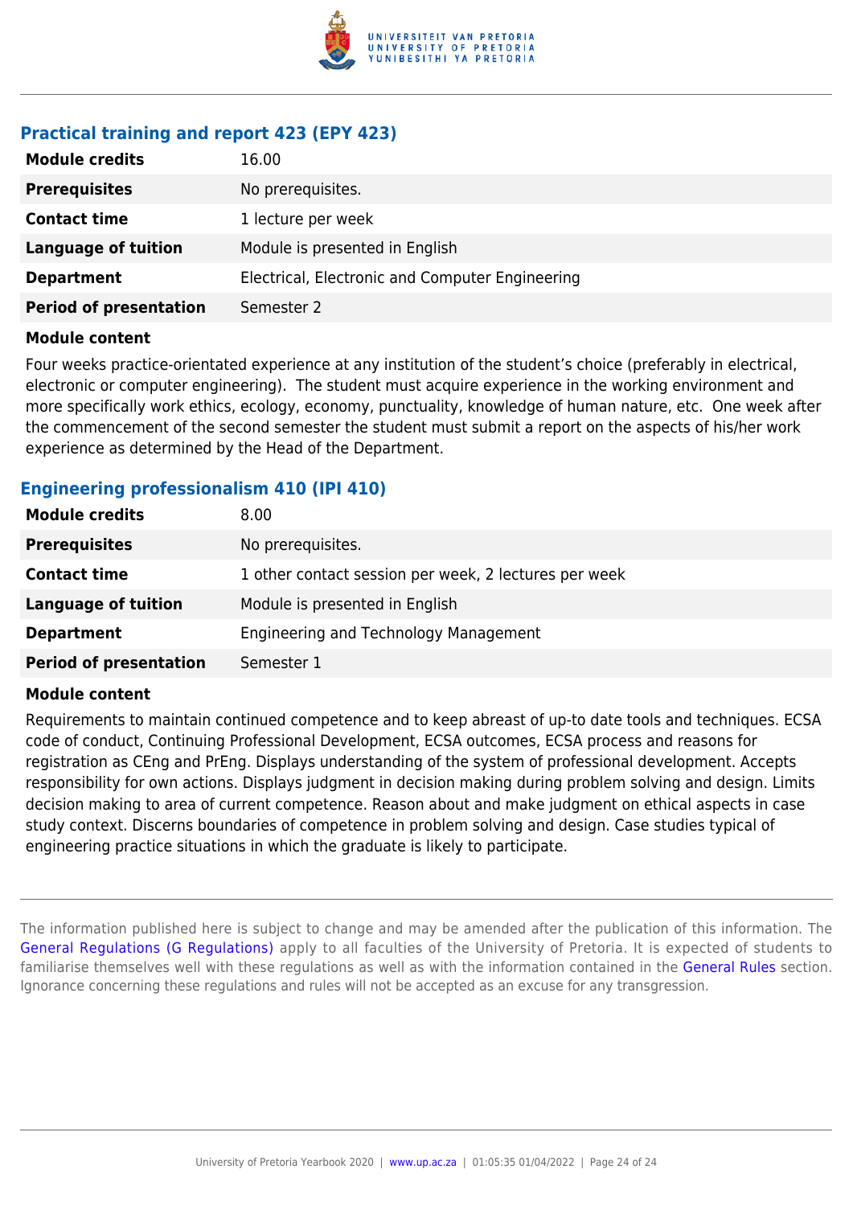### Practical training and report 423 (EPY 423)

| | |
|---|---|
| **Module credits** | 16.00 |
| **Prerequisites** | No prerequisites. |
| **Contact time** | 1 lecture per week |
| **Language of tuition** | Module is presented in English |
| **Department** | Electrical, Electronic and Computer Engineering |
| **Period of presentation** | Semester 2 |

**Module content**

Four weeks practice-orientated experience at any institution of the student's choice (preferably in electrical, electronic or computer engineering). The student must acquire experience in the working environment and more specifically work ethics, ecology, economy, punctuality, knowledge of human nature, etc. One week after the commencement of the second semester the student must submit a report on the aspects of his/her work experience as determined by the Head of the Department.

### Engineering professionalism 410 (IPI 410)

| | |
|---|---|
| **Module credits** | 8.00 |
| **Prerequisites** | No prerequisites. |
| **Contact time** | 1 other contact session per week, 2 lectures per week |
| **Language of tuition** | Module is presented in English |
| **Department** | Engineering and Technology Management |
| **Period of presentation** | Semester 1 |

**Module content**

Requirements to maintain continued competence and to keep abreast of up-to date tools and techniques. ECSA code of conduct, Continuing Professional Development, ECSA outcomes, ECSA process and reasons for registration as CEng and PrEng. Displays understanding of the system of professional development. Accepts responsibility for own actions. Displays judgment in decision making during problem solving and design. Limits decision making to area of current competence. Reason about and make judgment on ethical aspects in case study context. Discerns boundaries of competence in problem solving and design. Case studies typical of engineering practice situations in which the graduate is likely to participate.

---

The information published here is subject to change and may be amended after the publication of this information. The General Regulations (G Regulations) apply to all faculties of the University of Pretoria. It is expected of students to familiarise themselves well with these regulations as well as with the information contained in the General Rules section. Ignorance concerning these regulations and rules will not be accepted as an excuse for any transgression.